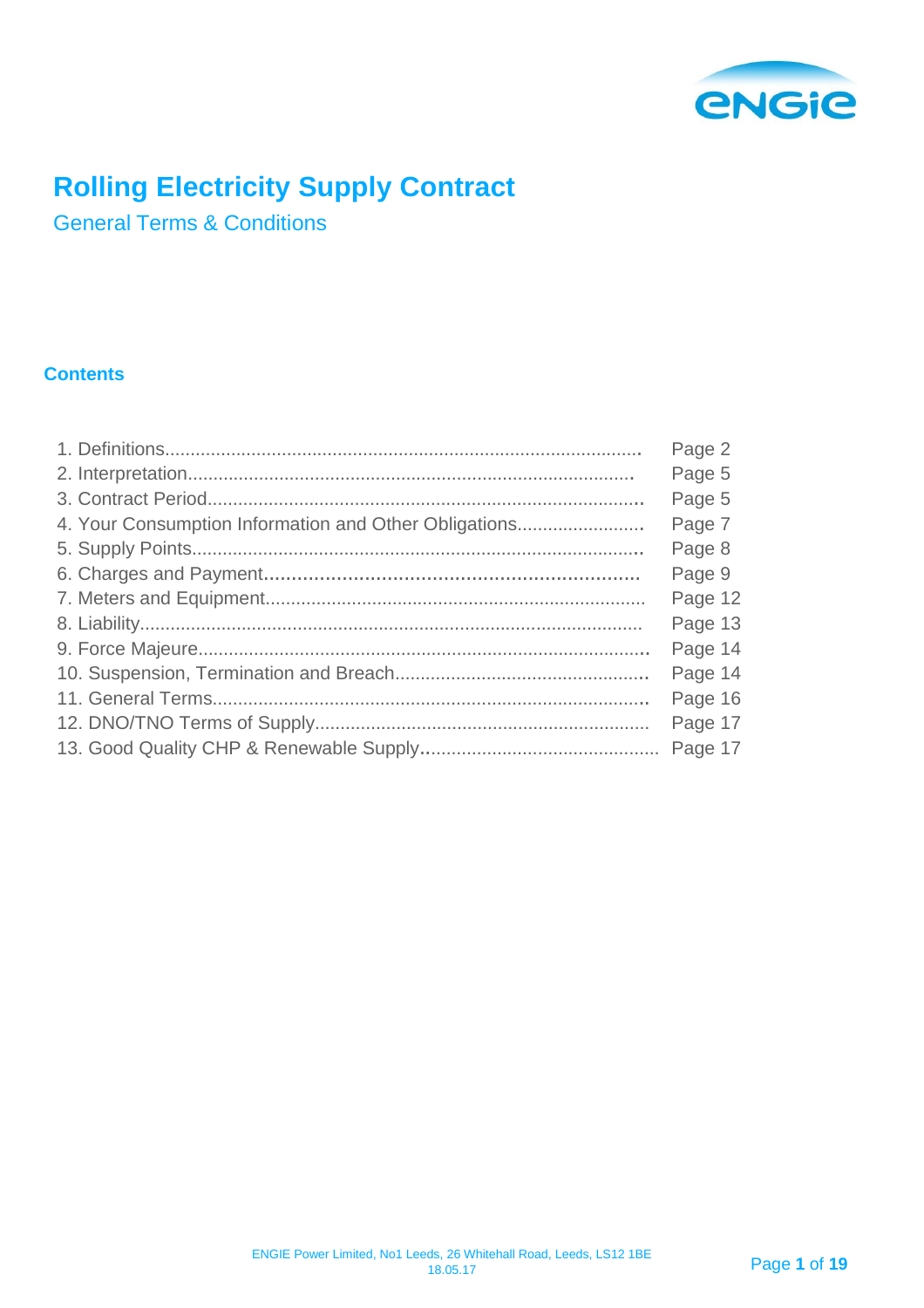# Rolling Electricity Supply Contract

## General Terms & Conditions

### Contents

| | |
|---|---|
| 1. Definitions | Page 2 |
| 2. Interpretation | Page 5 |
| 3. Contract Period | Page 5 |
| 4. Your Consumption Information and Other Obligations | Page 7 |
| 5. Supply Points | Page 8 |
| 6. Charges and Payment | Page 9 |
| 7. Meters and Equipment | Page 12 |
| 8. Liability | Page 13 |
| 9. Force Majeure | Page 14 |
| 10. Suspension, Termination and Breach | Page 14 |
| 11. General Terms | Page 16 |
| 12. DNO/TNO Terms of Supply | Page 17 |
| 13. Good Quality CHP & Renewable Supply | Page 17 |

ENGIE Power Limited, No1 Leeds, 26 Whitehall Road, Leeds, LS12 1BE
18.05.17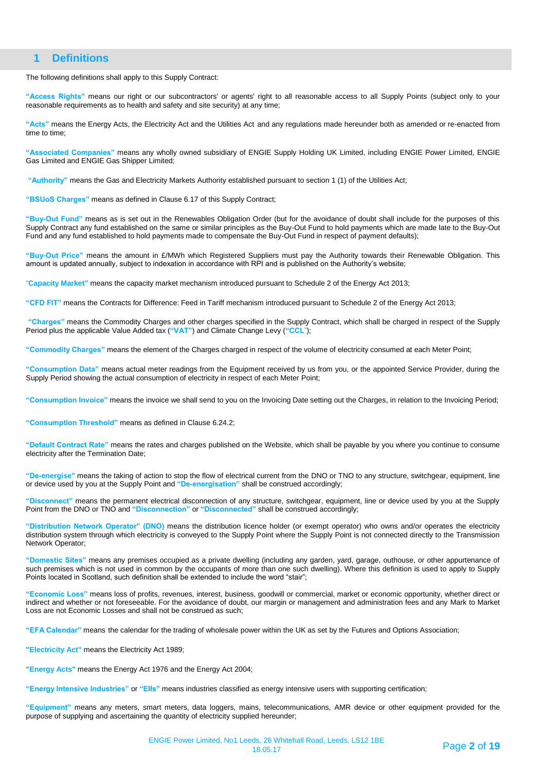## 1 Definitions

The following definitions shall apply to this Supply Contract:

**"Access Rights"** means our right or our subcontractors' or agents' right to all reasonable access to all Supply Points (subject only to your reasonable requirements as to health and safety and site security) at any time;

**"Acts"** means the Energy Acts, the Electricity Act and the Utilities Act and any regulations made hereunder both as amended or re-enacted from time to time;

**"Associated Companies"** means any wholly owned subsidiary of ENGIE Supply Holding UK Limited, including ENGIE Power Limited, ENGIE Gas Limited and ENGIE Gas Shipper Limited;

**"Authority"** means the Gas and Electricity Markets Authority established pursuant to section 1 (1) of the Utilities Act;

**"BSUoS Charges"** means as defined in Clause 6.17 of this Supply Contract;

**"Buy-Out Fund"** means as is set out in the Renewables Obligation Order (but for the avoidance of doubt shall include for the purposes of this Supply Contract any fund established on the same or similar principles as the Buy-Out Fund to hold payments which are made late to the Buy-Out Fund and any fund established to hold payments made to compensate the Buy-Out Fund in respect of payment defaults);

**"Buy-Out Price"** means the amount in £/MWh which Registered Suppliers must pay the Authority towards their Renewable Obligation. This amount is updated annually, subject to indexation in accordance with RPI and is published on the Authority's website;

**"Capacity Market"** means the capacity market mechanism introduced pursuant to Schedule 2 of the Energy Act 2013;

**"CFD FIT"** means the Contracts for Difference: Feed in Tariff mechanism introduced pursuant to Schedule 2 of the Energy Act 2013;

**"Charges"** means the Commodity Charges and other charges specified in the Supply Contract, which shall be charged in respect of the Supply Period plus the applicable Value Added tax (**"VAT"**) and Climate Change Levy (**"CCL"**);

**"Commodity Charges"** means the element of the Charges charged in respect of the volume of electricity consumed at each Meter Point;

**"Consumption Data"** means actual meter readings from the Equipment received by us from you, or the appointed Service Provider, during the Supply Period showing the actual consumption of electricity in respect of each Meter Point;

**"Consumption Invoice"** means the invoice we shall send to you on the Invoicing Date setting out the Charges, in relation to the Invoicing Period;

**"Consumption Threshold"** means as defined in Clause 6.24.2;

**"Default Contract Rate"** means the rates and charges published on the Website, which shall be payable by you where you continue to consume electricity after the Termination Date;

**"De-energise"** means the taking of action to stop the flow of electrical current from the DNO or TNO to any structure, switchgear, equipment, line or device used by you at the Supply Point and **"De-energisation"** shall be construed accordingly;

**"Disconnect"** means the permanent electrical disconnection of any structure, switchgear, equipment, line or device used by you at the Supply Point from the DNO or TNO and **"Disconnection"** or **"Disconnected"** shall be construed accordingly;

**"Distribution Network Operator" (DNO)** means the distribution licence holder (or exempt operator) who owns and/or operates the electricity distribution system through which electricity is conveyed to the Supply Point where the Supply Point is not connected directly to the Transmission Network Operator;

**"Domestic Sites"** means any premises occupied as a private dwelling (including any garden, yard, garage, outhouse, or other appurtenance of such premises which is not used in common by the occupants of more than one such dwelling). Where this definition is used to apply to Supply Points located in Scotland, such definition shall be extended to include the word "stair";

**"Economic Loss"** means loss of profits, revenues, interest, business, goodwill or commercial, market or economic opportunity, whether direct or indirect and whether or not foreseeable. For the avoidance of doubt, our margin or management and administration fees and any Mark to Market Loss are not Economic Losses and shall not be construed as such;

**"EFA Calendar"** means the calendar for the trading of wholesale power within the UK as set by the Futures and Options Association;

**"Electricity Act"** means the Electricity Act 1989;

**"Energy Acts"** means the Energy Act 1976 and the Energy Act 2004;

**"Energy Intensive Industries"** or **"EIIs"** means industries classified as energy intensive users with supporting certification;

**"Equipment"** means any meters, smart meters, data loggers, mains, telecommunications, AMR device or other equipment provided for the purpose of supplying and ascertaining the quantity of electricity supplied hereunder;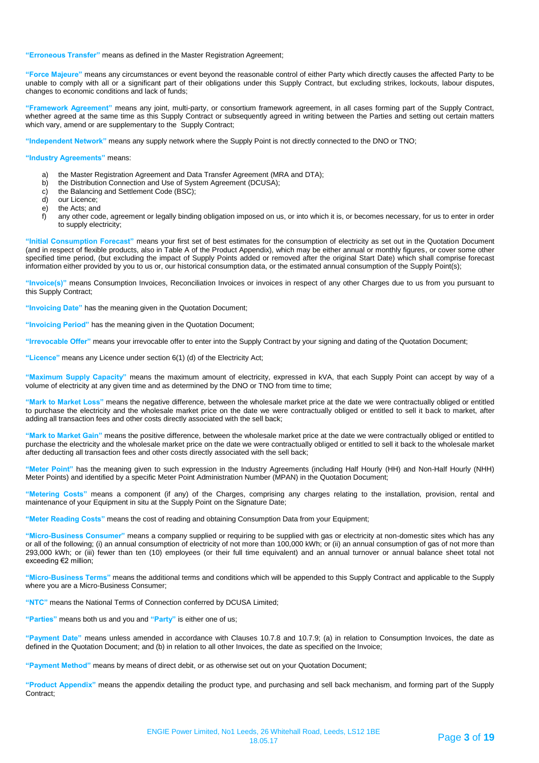**"Erroneous Transfer"** means as defined in the Master Registration Agreement;

**"Force Majeure"** means any circumstances or event beyond the reasonable control of either Party which directly causes the affected Party to be unable to comply with all or a significant part of their obligations under this Supply Contract, but excluding strikes, lockouts, labour disputes, changes to economic conditions and lack of funds;

**"Framework Agreement"** means any joint, multi-party, or consortium framework agreement, in all cases forming part of the Supply Contract, whether agreed at the same time as this Supply Contract or subsequently agreed in writing between the Parties and setting out certain matters which vary, amend or are supplementary to the Supply Contract;

**"Independent Network"** means any supply network where the Supply Point is not directly connected to the DNO or TNO;

**"Industry Agreements"** means:

a) the Master Registration Agreement and Data Transfer Agreement (MRA and DTA);
b) the Distribution Connection and Use of System Agreement (DCUSA);
c) the Balancing and Settlement Code (BSC);
d) our Licence;
e) the Acts; and
f) any other code, agreement or legally binding obligation imposed on us, or into which it is, or becomes necessary, for us to enter in order to supply electricity;

**"Initial Consumption Forecast"** means your first set of best estimates for the consumption of electricity as set out in the Quotation Document (and in respect of flexible products, also in Table A of the Product Appendix), which may be either annual or monthly figures, or cover some other specified time period, (but excluding the impact of Supply Points added or removed after the original Start Date) which shall comprise forecast information either provided by you to us or, our historical consumption data, or the estimated annual consumption of the Supply Point(s);

**"Invoice(s)"** means Consumption Invoices, Reconciliation Invoices or invoices in respect of any other Charges due to us from you pursuant to this Supply Contract;

**"Invoicing Date"** has the meaning given in the Quotation Document;

**"Invoicing Period"** has the meaning given in the Quotation Document;

**"Irrevocable Offer"** means your irrevocable offer to enter into the Supply Contract by your signing and dating of the Quotation Document;

**"Licence"** means any Licence under section 6(1) (d) of the Electricity Act;

**"Maximum Supply Capacity"** means the maximum amount of electricity, expressed in kVA, that each Supply Point can accept by way of a volume of electricity at any given time and as determined by the DNO or TNO from time to time;

**"Mark to Market Loss"** means the negative difference, between the wholesale market price at the date we were contractually obliged or entitled to purchase the electricity and the wholesale market price on the date we were contractually obliged or entitled to sell it back to market, after adding all transaction fees and other costs directly associated with the sell back;

**"Mark to Market Gain"** means the positive difference, between the wholesale market price at the date we were contractually obliged or entitled to purchase the electricity and the wholesale market price on the date we were contractually obliged or entitled to sell it back to the wholesale market after deducting all transaction fees and other costs directly associated with the sell back;

**"Meter Point"** has the meaning given to such expression in the Industry Agreements (including Half Hourly (HH) and Non-Half Hourly (NHH) Meter Points) and identified by a specific Meter Point Administration Number (MPAN) in the Quotation Document;

**"Metering Costs"** means a component (if any) of the Charges, comprising any charges relating to the installation, provision, rental and maintenance of your Equipment in situ at the Supply Point on the Signature Date;

**"Meter Reading Costs"** means the cost of reading and obtaining Consumption Data from your Equipment;

**"Micro-Business Consumer"** means a company supplied or requiring to be supplied with gas or electricity at non-domestic sites which has any or all of the following; (i) an annual consumption of electricity of not more than 100,000 kWh; or (ii) an annual consumption of gas of not more than 293,000 kWh; or (iii) fewer than ten (10) employees (or their full time equivalent) and an annual turnover or annual balance sheet total not exceeding €2 million;

**"Micro-Business Terms"** means the additional terms and conditions which will be appended to this Supply Contract and applicable to the Supply where you are a Micro-Business Consumer;

**"NTC"** means the National Terms of Connection conferred by DCUSA Limited;

**"Parties"** means both us and you and **"Party"** is either one of us;

**"Payment Date"** means unless amended in accordance with Clauses 10.7.8 and 10.7.9; (a) in relation to Consumption Invoices, the date as defined in the Quotation Document; and (b) in relation to all other Invoices, the date as specified on the Invoice;

**"Payment Method"** means by means of direct debit, or as otherwise set out on your Quotation Document;

**"Product Appendix"** means the appendix detailing the product type, and purchasing and sell back mechanism, and forming part of the Supply Contract;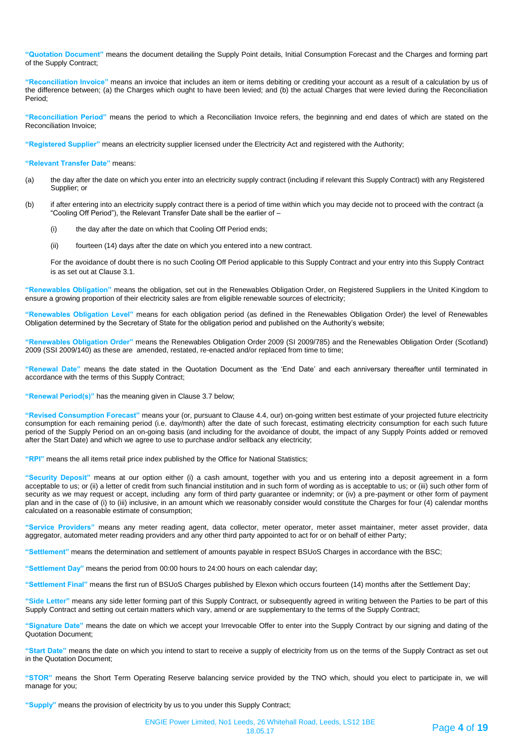**"Quotation Document"** means the document detailing the Supply Point details, Initial Consumption Forecast and the Charges and forming part of the Supply Contract;

**"Reconciliation Invoice"** means an invoice that includes an item or items debiting or crediting your account as a result of a calculation by us of the difference between; (a) the Charges which ought to have been levied; and (b) the actual Charges that were levied during the Reconciliation Period;

**"Reconciliation Period"** means the period to which a Reconciliation Invoice refers, the beginning and end dates of which are stated on the Reconciliation Invoice;

**"Registered Supplier"** means an electricity supplier licensed under the Electricity Act and registered with the Authority;

**"Relevant Transfer Date"** means:

(a) the day after the date on which you enter into an electricity supply contract (including if relevant this Supply Contract) with any Registered Supplier; or

(b) if after entering into an electricity supply contract there is a period of time within which you may decide not to proceed with the contract (a "Cooling Off Period"), the Relevant Transfer Date shall be the earlier of –

(i) the day after the date on which that Cooling Off Period ends;

(ii) fourteen (14) days after the date on which you entered into a new contract.

For the avoidance of doubt there is no such Cooling Off Period applicable to this Supply Contract and your entry into this Supply Contract is as set out at Clause 3.1.

**"Renewables Obligation"** means the obligation, set out in the Renewables Obligation Order, on Registered Suppliers in the United Kingdom to ensure a growing proportion of their electricity sales are from eligible renewable sources of electricity;

**"Renewables Obligation Level"** means for each obligation period (as defined in the Renewables Obligation Order) the level of Renewables Obligation determined by the Secretary of State for the obligation period and published on the Authority's website;

**"Renewables Obligation Order"** means the Renewables Obligation Order 2009 (SI 2009/785) and the Renewables Obligation Order (Scotland) 2009 (SSI 2009/140) as these are amended, restated, re-enacted and/or replaced from time to time;

**"Renewal Date"** means the date stated in the Quotation Document as the 'End Date' and each anniversary thereafter until terminated in accordance with the terms of this Supply Contract;

**"Renewal Period(s)"** has the meaning given in Clause 3.7 below;

**"Revised Consumption Forecast"** means your (or, pursuant to Clause 4.4, our) on-going written best estimate of your projected future electricity consumption for each remaining period (i.e. day/month) after the date of such forecast, estimating electricity consumption for each such future period of the Supply Period on an on-going basis (and including for the avoidance of doubt, the impact of any Supply Points added or removed after the Start Date) and which we agree to use to purchase and/or sellback any electricity;

**"RPI"** means the all items retail price index published by the Office for National Statistics;

**"Security Deposit"** means at our option either (i) a cash amount, together with you and us entering into a deposit agreement in a form acceptable to us; or (ii) a letter of credit from such financial institution and in such form of wording as is acceptable to us; or (iii) such other form of security as we may request or accept, including any form of third party guarantee or indemnity; or (iv) a pre-payment or other form of payment plan and in the case of (i) to (iii) inclusive, in an amount which we reasonably consider would constitute the Charges for four (4) calendar months calculated on a reasonable estimate of consumption;

**"Service Providers"** means any meter reading agent, data collector, meter operator, meter asset maintainer, meter asset provider, data aggregator, automated meter reading providers and any other third party appointed to act for or on behalf of either Party;

**"Settlement"** means the determination and settlement of amounts payable in respect BSUoS Charges in accordance with the BSC;

**"Settlement Day"** means the period from 00:00 hours to 24:00 hours on each calendar day;

**"Settlement Final"** means the first run of BSUoS Charges published by Elexon which occurs fourteen (14) months after the Settlement Day;

**"Side Letter"** means any side letter forming part of this Supply Contract, or subsequently agreed in writing between the Parties to be part of this Supply Contract and setting out certain matters which vary, amend or are supplementary to the terms of the Supply Contract;

**"Signature Date"** means the date on which we accept your Irrevocable Offer to enter into the Supply Contract by our signing and dating of the Quotation Document;

**"Start Date"** means the date on which you intend to start to receive a supply of electricity from us on the terms of the Supply Contract as set out in the Quotation Document;

**"STOR"** means the Short Term Operating Reserve balancing service provided by the TNO which, should you elect to participate in, we will manage for you;

**"Supply"** means the provision of electricity by us to you under this Supply Contract;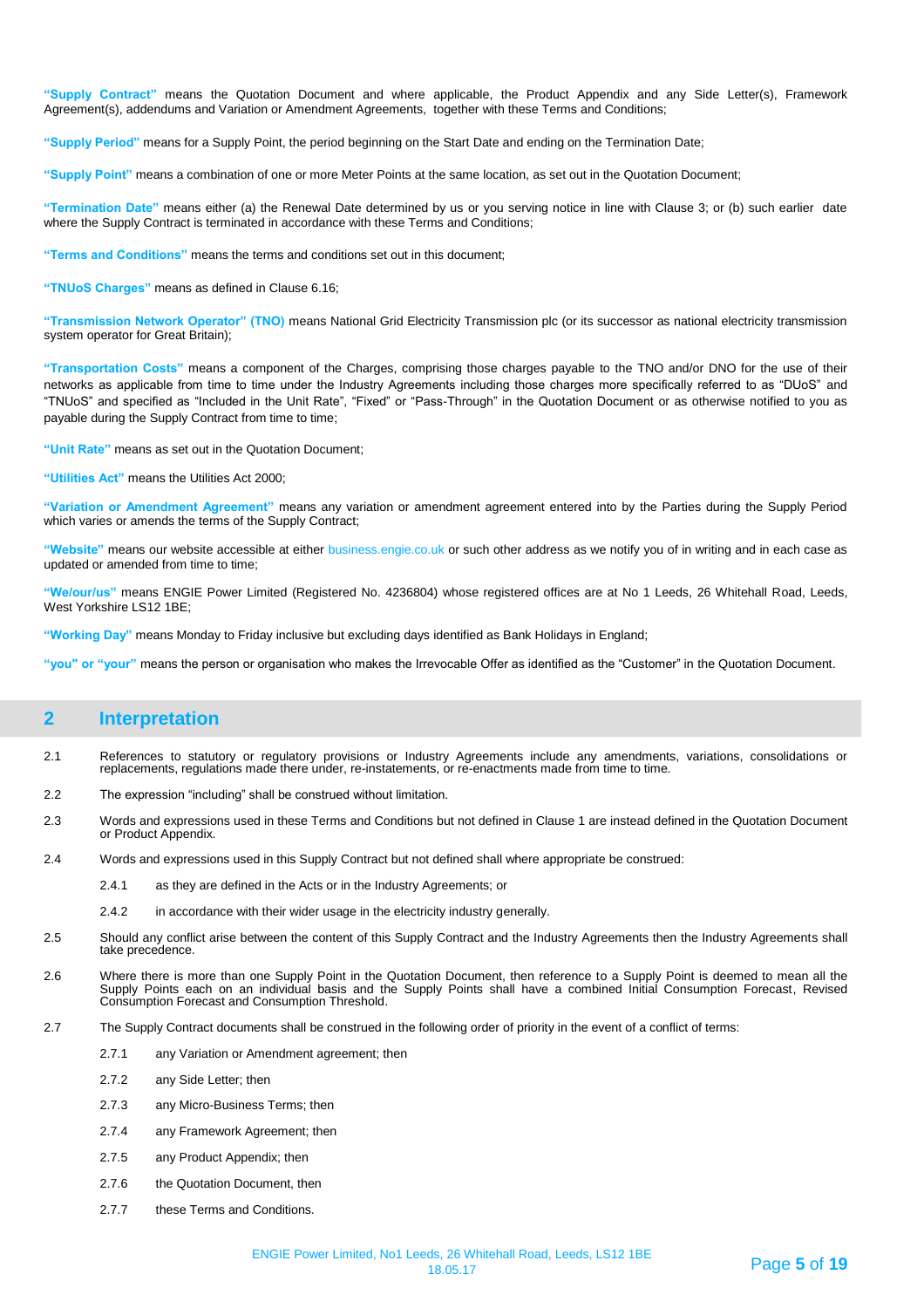**"Supply Contract"** means the Quotation Document and where applicable, the Product Appendix and any Side Letter(s), Framework Agreement(s), addendums and Variation or Amendment Agreements, together with these Terms and Conditions;

**"Supply Period"** means for a Supply Point, the period beginning on the Start Date and ending on the Termination Date;

**"Supply Point"** means a combination of one or more Meter Points at the same location, as set out in the Quotation Document;

**"Termination Date"** means either (a) the Renewal Date determined by us or you serving notice in line with Clause 3; or (b) such earlier date where the Supply Contract is terminated in accordance with these Terms and Conditions;

**"Terms and Conditions"** means the terms and conditions set out in this document;

**"TNUoS Charges"** means as defined in Clause 6.16;

**"Transmission Network Operator" (TNO)** means National Grid Electricity Transmission plc (or its successor as national electricity transmission system operator for Great Britain);

**"Transportation Costs"** means a component of the Charges, comprising those charges payable to the TNO and/or DNO for the use of their networks as applicable from time to time under the Industry Agreements including those charges more specifically referred to as "DUoS" and "TNUoS" and specified as "Included in the Unit Rate", "Fixed" or "Pass-Through" in the Quotation Document or as otherwise notified to you as payable during the Supply Contract from time to time;

**"Unit Rate"** means as set out in the Quotation Document;

**"Utilities Act"** means the Utilities Act 2000;

**"Variation or Amendment Agreement"** means any variation or amendment agreement entered into by the Parties during the Supply Period which varies or amends the terms of the Supply Contract;

**"Website"** means our website accessible at either business.engie.co.uk or such other address as we notify you of in writing and in each case as updated or amended from time to time;

**"We/our/us"** means ENGIE Power Limited (Registered No. 4236804) whose registered offices are at No 1 Leeds, 26 Whitehall Road, Leeds, West Yorkshire LS12 1BE;

**"Working Day"** means Monday to Friday inclusive but excluding days identified as Bank Holidays in England;

**"you" or "your"** means the person or organisation who makes the Irrevocable Offer as identified as the "Customer" in the Quotation Document.

## 2 Interpretation

2.1 References to statutory or regulatory provisions or Industry Agreements include any amendments, variations, consolidations or replacements, regulations made there under, re-instatements, or re-enactments made from time to time.

2.2 The expression "including" shall be construed without limitation.

2.3 Words and expressions used in these Terms and Conditions but not defined in Clause 1 are instead defined in the Quotation Document or Product Appendix.

2.4 Words and expressions used in this Supply Contract but not defined shall where appropriate be construed:

- 2.4.1 as they are defined in the Acts or in the Industry Agreements; or
- 2.4.2 in accordance with their wider usage in the electricity industry generally.

2.5 Should any conflict arise between the content of this Supply Contract and the Industry Agreements then the Industry Agreements shall take precedence.

2.6 Where there is more than one Supply Point in the Quotation Document, then reference to a Supply Point is deemed to mean all the Supply Points each on an individual basis and the Supply Points shall have a combined Initial Consumption Forecast, Revised Consumption Forecast and Consumption Threshold.

2.7 The Supply Contract documents shall be construed in the following order of priority in the event of a conflict of terms:

- 2.7.1 any Variation or Amendment agreement; then
- 2.7.2 any Side Letter; then
- 2.7.3 any Micro-Business Terms; then
- 2.7.4 any Framework Agreement; then
- 2.7.5 any Product Appendix; then
- 2.7.6 the Quotation Document, then
- 2.7.7 these Terms and Conditions.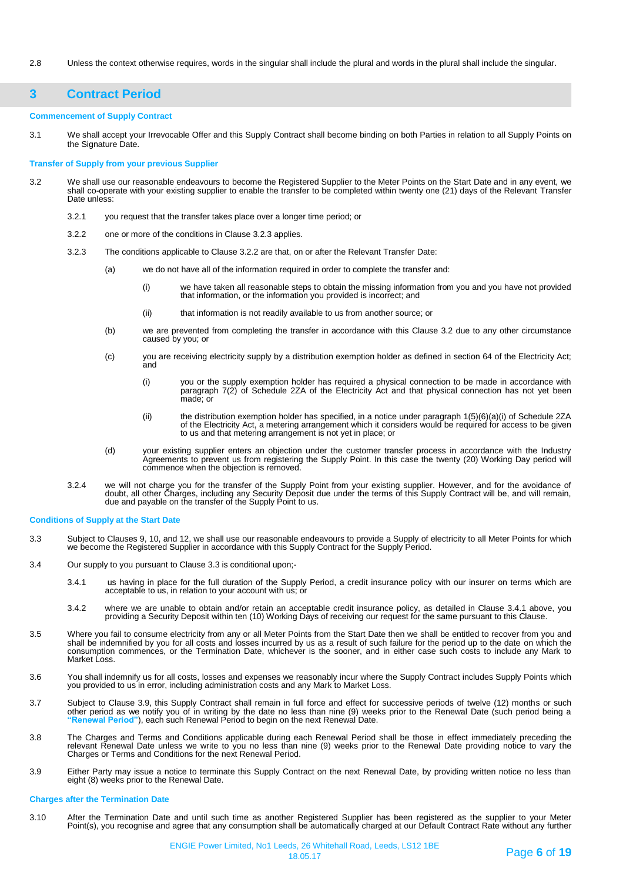2.8 Unless the context otherwise requires, words in the singular shall include the plural and words in the plural shall include the singular.

## 3 Contract Period

**Commencement of Supply Contract**

3.1 We shall accept your Irrevocable Offer and this Supply Contract shall become binding on both Parties in relation to all Supply Points on the Signature Date.

**Transfer of Supply from your previous Supplier**

3.2 We shall use our reasonable endeavours to become the Registered Supplier to the Meter Points on the Start Date and in any event, we shall co-operate with your existing supplier to enable the transfer to be completed within twenty one (21) days of the Relevant Transfer Date unless:

3.2.1 you request that the transfer takes place over a longer time period; or

3.2.2 one or more of the conditions in Clause 3.2.3 applies.

3.2.3 The conditions applicable to Clause 3.2.2 are that, on or after the Relevant Transfer Date:

(a) we do not have all of the information required in order to complete the transfer and:

(i) we have taken all reasonable steps to obtain the missing information from you and you have not provided that information, or the information you provided is incorrect; and

(ii) that information is not readily available to us from another source; or

(b) we are prevented from completing the transfer in accordance with this Clause 3.2 due to any other circumstance caused by you; or

(c) you are receiving electricity supply by a distribution exemption holder as defined in section 64 of the Electricity Act; and

(i) you or the supply exemption holder has required a physical connection to be made in accordance with paragraph 7(2) of Schedule 2ZA of the Electricity Act and that physical connection has not yet been made; or

(ii) the distribution exemption holder has specified, in a notice under paragraph 1(5)(6)(a)(i) of Schedule 2ZA of the Electricity Act, a metering arrangement which it considers would be required for access to be given to us and that metering arrangement is not yet in place; or

(d) your existing supplier enters an objection under the customer transfer process in accordance with the Industry Agreements to prevent us from registering the Supply Point. In this case the twenty (20) Working Day period will commence when the objection is removed.

3.2.4 we will not charge you for the transfer of the Supply Point from your existing supplier. However, and for the avoidance of doubt, all other Charges, including any Security Deposit due under the terms of this Supply Contract will be, and will remain, due and payable on the transfer of the Supply Point to us.

**Conditions of Supply at the Start Date**

3.3 Subject to Clauses 9, 10, and 12, we shall use our reasonable endeavours to provide a Supply of electricity to all Meter Points for which we become the Registered Supplier in accordance with this Supply Contract for the Supply Period.

3.4 Our supply to you pursuant to Clause 3.3 is conditional upon;-

3.4.1 us having in place for the full duration of the Supply Period, a credit insurance policy with our insurer on terms which are acceptable to us, in relation to your account with us; or

3.4.2 where we are unable to obtain and/or retain an acceptable credit insurance policy, as detailed in Clause 3.4.1 above, you providing a Security Deposit within ten (10) Working Days of receiving our request for the same pursuant to this Clause.

3.5 Where you fail to consume electricity from any or all Meter Points from the Start Date then we shall be entitled to recover from you and shall be indemnified by you for all costs and losses incurred by us as a result of such failure for the period up to the date on which the consumption commences, or the Termination Date, whichever is the sooner, and in either case such costs to include any Mark to Market Loss.

3.6 You shall indemnify us for all costs, losses and expenses we reasonably incur where the Supply Contract includes Supply Points which you provided to us in error, including administration costs and any Mark to Market Loss.

3.7 Subject to Clause 3.9, this Supply Contract shall remain in full force and effect for successive periods of twelve (12) months or such other period as we notify you of in writing by the date no less than nine (9) weeks prior to the Renewal Date (such period being a **"Renewal Period"**), each such Renewal Period to begin on the next Renewal Date.

3.8 The Charges and Terms and Conditions applicable during each Renewal Period shall be those in effect immediately preceding the relevant Renewal Date unless we write to you no less than nine (9) weeks prior to the Renewal Date providing notice to vary the Charges or Terms and Conditions for the next Renewal Period.

3.9 Either Party may issue a notice to terminate this Supply Contract on the next Renewal Date, by providing written notice no less than eight (8) weeks prior to the Renewal Date.

**Charges after the Termination Date**

3.10 After the Termination Date and until such time as another Registered Supplier has been registered as the supplier to your Meter Point(s), you recognise and agree that any consumption shall be automatically charged at our Default Contract Rate without any further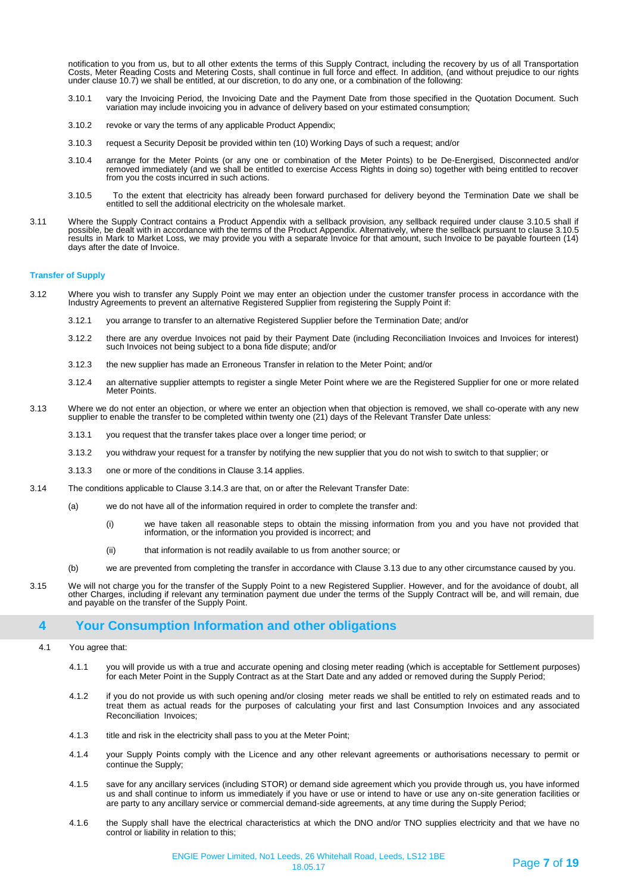notification to you from us, but to all other extents the terms of this Supply Contract, including the recovery by us of all Transportation Costs, Meter Reading Costs and Metering Costs, shall continue in full force and effect. In addition, (and without prejudice to our rights under clause 10.7) we shall be entitled, at our discretion, to do any one, or a combination of the following:

3.10.1 vary the Invoicing Period, the Invoicing Date and the Payment Date from those specified in the Quotation Document. Such variation may include invoicing you in advance of delivery based on your estimated consumption;

3.10.2 revoke or vary the terms of any applicable Product Appendix;

3.10.3 request a Security Deposit be provided within ten (10) Working Days of such a request; and/or

3.10.4 arrange for the Meter Points (or any one or combination of the Meter Points) to be De-Energised, Disconnected and/or removed immediately (and we shall be entitled to exercise Access Rights in doing so) together with being entitled to recover from you the costs incurred in such actions.

3.10.5 To the extent that electricity has already been forward purchased for delivery beyond the Termination Date we shall be entitled to sell the additional electricity on the wholesale market.

3.11 Where the Supply Contract contains a Product Appendix with a sellback provision, any sellback required under clause 3.10.5 shall if possible, be dealt with in accordance with the terms of the Product Appendix. Alternatively, where the sellback pursuant to clause 3.10.5 results in Mark to Market Loss, we may provide you with a separate Invoice for that amount, such Invoice to be payable fourteen (14) days after the date of Invoice.

### Transfer of Supply

3.12 Where you wish to transfer any Supply Point we may enter an objection under the customer transfer process in accordance with the Industry Agreements to prevent an alternative Registered Supplier from registering the Supply Point if:

3.12.1 you arrange to transfer to an alternative Registered Supplier before the Termination Date; and/or

3.12.2 there are any overdue Invoices not paid by their Payment Date (including Reconciliation Invoices and Invoices for interest) such Invoices not being subject to a bona fide dispute; and/or

3.12.3 the new supplier has made an Erroneous Transfer in relation to the Meter Point; and/or

3.12.4 an alternative supplier attempts to register a single Meter Point where we are the Registered Supplier for one or more related Meter Points.

3.13 Where we do not enter an objection, or where we enter an objection when that objection is removed, we shall co-operate with any new supplier to enable the transfer to be completed within twenty one (21) days of the Relevant Transfer Date unless:

3.13.1 you request that the transfer takes place over a longer time period; or

3.13.2 you withdraw your request for a transfer by notifying the new supplier that you do not wish to switch to that supplier; or

3.13.3 one or more of the conditions in Clause 3.14 applies.

3.14 The conditions applicable to Clause 3.14.3 are that, on or after the Relevant Transfer Date:

(a) we do not have all of the information required in order to complete the transfer and:

(i) we have taken all reasonable steps to obtain the missing information from you and you have not provided that information, or the information you provided is incorrect; and

(ii) that information is not readily available to us from another source; or

(b) we are prevented from completing the transfer in accordance with Clause 3.13 due to any other circumstance caused by you.

3.15 We will not charge you for the transfer of the Supply Point to a new Registered Supplier. However, and for the avoidance of doubt, all other Charges, including if relevant any termination payment due under the terms of the Supply Contract will be, and will remain, due and payable on the transfer of the Supply Point.

## 4 Your Consumption Information and other obligations

4.1 You agree that:

4.1.1 you will provide us with a true and accurate opening and closing meter reading (which is acceptable for Settlement purposes) for each Meter Point in the Supply Contract as at the Start Date and any added or removed during the Supply Period;

4.1.2 if you do not provide us with such opening and/or closing meter reads we shall be entitled to rely on estimated reads and to treat them as actual reads for the purposes of calculating your first and last Consumption Invoices and any associated Reconciliation Invoices;

4.1.3 title and risk in the electricity shall pass to you at the Meter Point;

4.1.4 your Supply Points comply with the Licence and any other relevant agreements or authorisations necessary to permit or continue the Supply;

4.1.5 save for any ancillary services (including STOR) or demand side agreement which you provide through us, you have informed us and shall continue to inform us immediately if you have or use or intend to have or use any on-site generation facilities or are party to any ancillary service or commercial demand-side agreements, at any time during the Supply Period;

4.1.6 the Supply shall have the electrical characteristics at which the DNO and/or TNO supplies electricity and that we have no control or liability in relation to this;

ENGIE Power Limited, No1 Leeds, 26 Whitehall Road, Leeds, LS12 1BE
18.05.17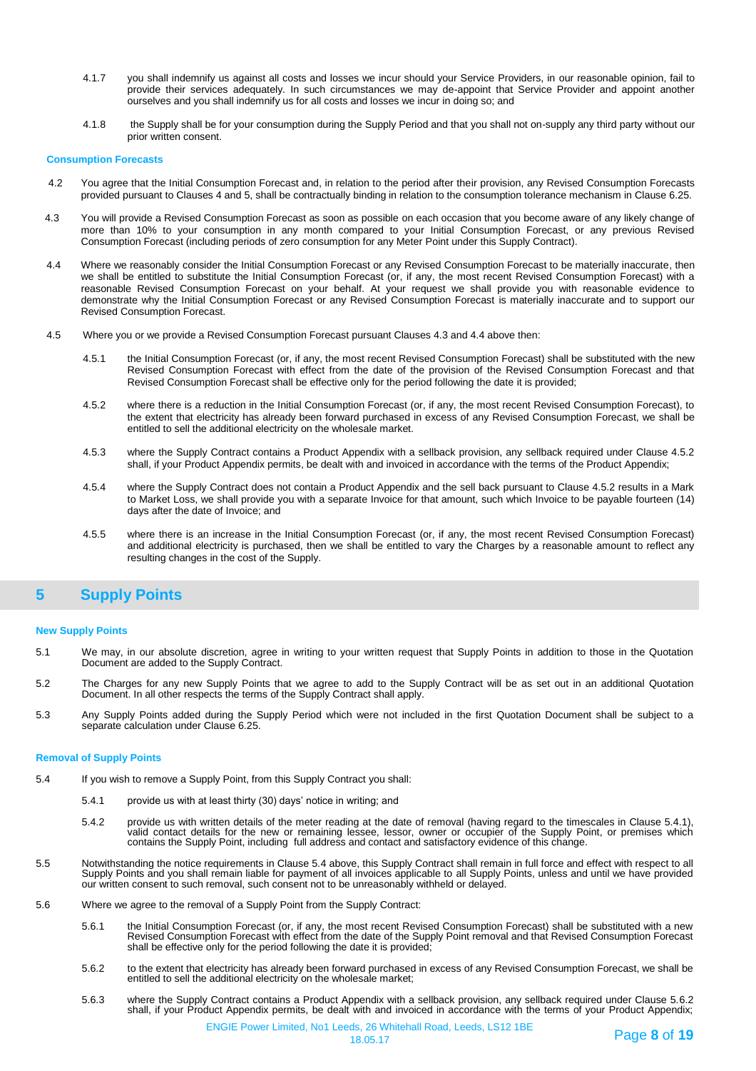4.1.7 you shall indemnify us against all costs and losses we incur should your Service Providers, in our reasonable opinion, fail to provide their services adequately. In such circumstances we may de-appoint that Service Provider and appoint another ourselves and you shall indemnify us for all costs and losses we incur in doing so; and

4.1.8 the Supply shall be for your consumption during the Supply Period and that you shall not on-supply any third party without our prior written consent.

**Consumption Forecasts**

4.2 You agree that the Initial Consumption Forecast and, in relation to the period after their provision, any Revised Consumption Forecasts provided pursuant to Clauses 4 and 5, shall be contractually binding in relation to the consumption tolerance mechanism in Clause 6.25.

4.3 You will provide a Revised Consumption Forecast as soon as possible on each occasion that you become aware of any likely change of more than 10% to your consumption in any month compared to your Initial Consumption Forecast, or any previous Revised Consumption Forecast (including periods of zero consumption for any Meter Point under this Supply Contract).

4.4 Where we reasonably consider the Initial Consumption Forecast or any Revised Consumption Forecast to be materially inaccurate, then we shall be entitled to substitute the Initial Consumption Forecast (or, if any, the most recent Revised Consumption Forecast) with a reasonable Revised Consumption Forecast on your behalf. At your request we shall provide you with reasonable evidence to demonstrate why the Initial Consumption Forecast or any Revised Consumption Forecast is materially inaccurate and to support our Revised Consumption Forecast.

4.5 Where you or we provide a Revised Consumption Forecast pursuant Clauses 4.3 and 4.4 above then:

4.5.1 the Initial Consumption Forecast (or, if any, the most recent Revised Consumption Forecast) shall be substituted with the new Revised Consumption Forecast with effect from the date of the provision of the Revised Consumption Forecast and that Revised Consumption Forecast shall be effective only for the period following the date it is provided;

4.5.2 where there is a reduction in the Initial Consumption Forecast (or, if any, the most recent Revised Consumption Forecast), to the extent that electricity has already been forward purchased in excess of any Revised Consumption Forecast, we shall be entitled to sell the additional electricity on the wholesale market.

4.5.3 where the Supply Contract contains a Product Appendix with a sellback provision, any sellback required under Clause 4.5.2 shall, if your Product Appendix permits, be dealt with and invoiced in accordance with the terms of the Product Appendix;

4.5.4 where the Supply Contract does not contain a Product Appendix and the sell back pursuant to Clause 4.5.2 results in a Mark to Market Loss, we shall provide you with a separate Invoice for that amount, such which Invoice to be payable fourteen (14) days after the date of Invoice; and

4.5.5 where there is an increase in the Initial Consumption Forecast (or, if any, the most recent Revised Consumption Forecast) and additional electricity is purchased, then we shall be entitled to vary the Charges by a reasonable amount to reflect any resulting changes in the cost of the Supply.

## 5 Supply Points

**New Supply Points**

5.1 We may, in our absolute discretion, agree in writing to your written request that Supply Points in addition to those in the Quotation Document are added to the Supply Contract.

5.2 The Charges for any new Supply Points that we agree to add to the Supply Contract will be as set out in an additional Quotation Document. In all other respects the terms of the Supply Contract shall apply.

5.3 Any Supply Points added during the Supply Period which were not included in the first Quotation Document shall be subject to a separate calculation under Clause 6.25.

**Removal of Supply Points**

5.4 If you wish to remove a Supply Point, from this Supply Contract you shall:

5.4.1 provide us with at least thirty (30) days' notice in writing; and

5.4.2 provide us with written details of the meter reading at the date of removal (having regard to the timescales in Clause 5.4.1), valid contact details for the new or remaining lessee, lessor, owner or occupier of the Supply Point, or premises which contains the Supply Point, including full address and contact and satisfactory evidence of this change.

5.5 Notwithstanding the notice requirements in Clause 5.4 above, this Supply Contract shall remain in full force and effect with respect to all Supply Points and you shall remain liable for payment of all invoices applicable to all Supply Points, unless and until we have provided our written consent to such removal, such consent not to be unreasonably withheld or delayed.

5.6 Where we agree to the removal of a Supply Point from the Supply Contract:

5.6.1 the Initial Consumption Forecast (or, if any, the most recent Revised Consumption Forecast) shall be substituted with a new Revised Consumption Forecast with effect from the date of the Supply Point removal and that Revised Consumption Forecast shall be effective only for the period following the date it is provided;

5.6.2 to the extent that electricity has already been forward purchased in excess of any Revised Consumption Forecast, we shall be entitled to sell the additional electricity on the wholesale market;

5.6.3 where the Supply Contract contains a Product Appendix with a sellback provision, any sellback required under Clause 5.6.2 shall, if your Product Appendix permits, be dealt with and invoiced in accordance with the terms of your Product Appendix;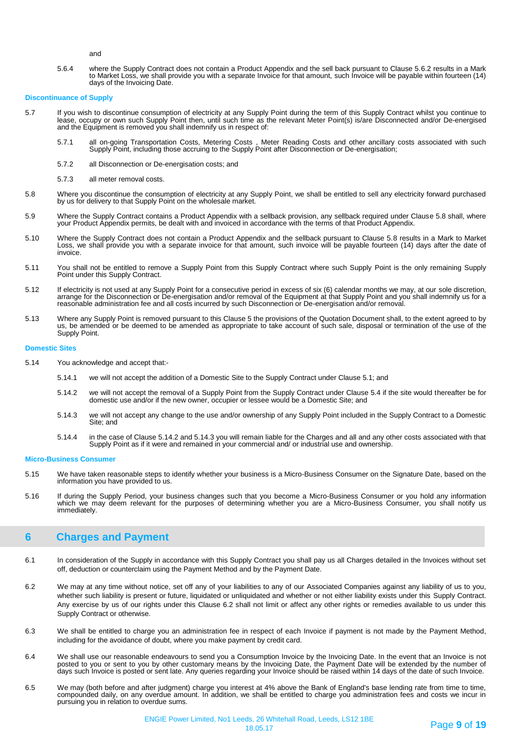and

5.6.4 where the Supply Contract does not contain a Product Appendix and the sell back pursuant to Clause 5.6.2 results in a Mark to Market Loss, we shall provide you with a separate Invoice for that amount, such Invoice will be payable within fourteen (14) days of the Invoicing Date.

### Discontinuance of Supply

5.7 If you wish to discontinue consumption of electricity at any Supply Point during the term of this Supply Contract whilst you continue to lease, occupy or own such Supply Point then, until such time as the relevant Meter Point(s) is/are Disconnected and/or De-energised and the Equipment is removed you shall indemnify us in respect of:

5.7.1 all on-going Transportation Costs, Metering Costs , Meter Reading Costs and other ancillary costs associated with such Supply Point, including those accruing to the Supply Point after Disconnection or De-energisation;

5.7.2 all Disconnection or De-energisation costs; and

5.7.3 all meter removal costs.

5.8 Where you discontinue the consumption of electricity at any Supply Point, we shall be entitled to sell any electricity forward purchased by us for delivery to that Supply Point on the wholesale market.

5.9 Where the Supply Contract contains a Product Appendix with a sellback provision, any sellback required under Clause 5.8 shall, where your Product Appendix permits, be dealt with and invoiced in accordance with the terms of that Product Appendix.

5.10 Where the Supply Contract does not contain a Product Appendix and the sellback pursuant to Clause 5.8 results in a Mark to Market Loss, we shall provide you with a separate invoice for that amount, such invoice will be payable fourteen (14) days after the date of invoice.

5.11 You shall not be entitled to remove a Supply Point from this Supply Contract where such Supply Point is the only remaining Supply Point under this Supply Contract.

5.12 If electricity is not used at any Supply Point for a consecutive period in excess of six (6) calendar months we may, at our sole discretion, arrange for the Disconnection or De-energisation and/or removal of the Equipment at that Supply Point and you shall indemnify us for a reasonable administration fee and all costs incurred by such Disconnection or De-energisation and/or removal.

5.13 Where any Supply Point is removed pursuant to this Clause 5 the provisions of the Quotation Document shall, to the extent agreed to by us, be amended or be deemed to be amended as appropriate to take account of such sale, disposal or termination of the use of the Supply Point.

### Domestic Sites

5.14 You acknowledge and accept that:-

5.14.1 we will not accept the addition of a Domestic Site to the Supply Contract under Clause 5.1; and

5.14.2 we will not accept the removal of a Supply Point from the Supply Contract under Clause 5.4 if the site would thereafter be for domestic use and/or if the new owner, occupier or lessee would be a Domestic Site; and

5.14.3 we will not accept any change to the use and/or ownership of any Supply Point included in the Supply Contract to a Domestic Site; and

5.14.4 in the case of Clause 5.14.2 and 5.14.3 you will remain liable for the Charges and all and any other costs associated with that Supply Point as if it were and remained in your commercial and/ or industrial use and ownership.

### Micro-Business Consumer

5.15 We have taken reasonable steps to identify whether your business is a Micro-Business Consumer on the Signature Date, based on the information you have provided to us.

5.16 If during the Supply Period, your business changes such that you become a Micro-Business Consumer or you hold any information which we may deem relevant for the purposes of determining whether you are a Micro-Business Consumer, you shall notify us immediately.

## 6 Charges and Payment

6.1 In consideration of the Supply in accordance with this Supply Contract you shall pay us all Charges detailed in the Invoices without set off, deduction or counterclaim using the Payment Method and by the Payment Date.

6.2 We may at any time without notice, set off any of your liabilities to any of our Associated Companies against any liability of us to you, whether such liability is present or future, liquidated or unliquidated and whether or not either liability exists under this Supply Contract. Any exercise by us of our rights under this Clause 6.2 shall not limit or affect any other rights or remedies available to us under this Supply Contract or otherwise.

6.3 We shall be entitled to charge you an administration fee in respect of each Invoice if payment is not made by the Payment Method, including for the avoidance of doubt, where you make payment by credit card.

6.4 We shall use our reasonable endeavours to send you a Consumption Invoice by the Invoicing Date. In the event that an Invoice is not posted to you or sent to you by other customary means by the Invoicing Date, the Payment Date will be extended by the number of days such Invoice is posted or sent late. Any queries regarding your Invoice should be raised within 14 days of the date of such Invoice.

6.5 We may (both before and after judgment) charge you interest at 4% above the Bank of England's base lending rate from time to time, compounded daily, on any overdue amount. In addition, we shall be entitled to charge you administration fees and costs we incur in pursuing you in relation to overdue sums.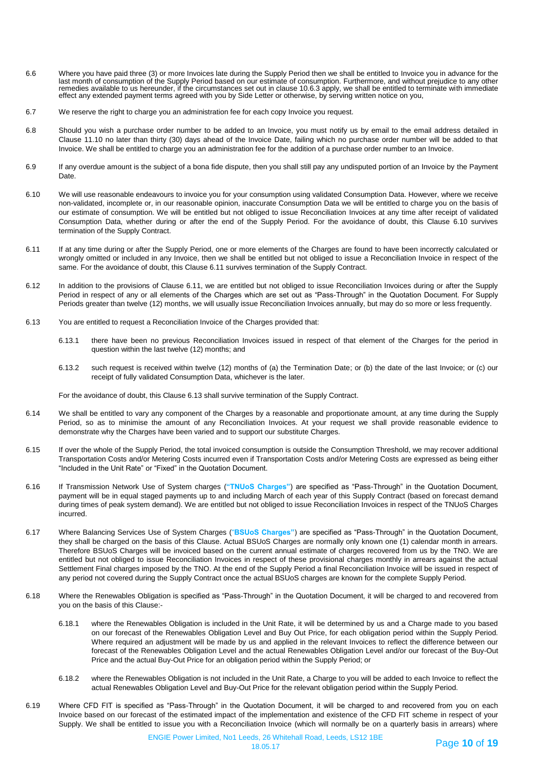6.6 Where you have paid three (3) or more Invoices late during the Supply Period then we shall be entitled to Invoice you in advance for the last month of consumption of the Supply Period based on our estimate of consumption. Furthermore, and without prejudice to any other remedies available to us hereunder, if the circumstances set out in clause 10.6.3 apply, we shall be entitled to terminate with immediate effect any extended payment terms agreed with you by Side Letter or otherwise, by serving written notice on you,

6.7 We reserve the right to charge you an administration fee for each copy Invoice you request.

6.8 Should you wish a purchase order number to be added to an Invoice, you must notify us by email to the email address detailed in Clause 11.10 no later than thirty (30) days ahead of the Invoice Date, failing which no purchase order number will be added to that Invoice. We shall be entitled to charge you an administration fee for the addition of a purchase order number to an Invoice.

6.9 If any overdue amount is the subject of a bona fide dispute, then you shall still pay any undisputed portion of an Invoice by the Payment Date.

6.10 We will use reasonable endeavours to invoice you for your consumption using validated Consumption Data. However, where we receive non-validated, incomplete or, in our reasonable opinion, inaccurate Consumption Data we will be entitled to charge you on the basis of our estimate of consumption. We will be entitled but not obliged to issue Reconciliation Invoices at any time after receipt of validated Consumption Data, whether during or after the end of the Supply Period. For the avoidance of doubt, this Clause 6.10 survives termination of the Supply Contract.

6.11 If at any time during or after the Supply Period, one or more elements of the Charges are found to have been incorrectly calculated or wrongly omitted or included in any Invoice, then we shall be entitled but not obliged to issue a Reconciliation Invoice in respect of the same. For the avoidance of doubt, this Clause 6.11 survives termination of the Supply Contract.

6.12 In addition to the provisions of Clause 6.11, we are entitled but not obliged to issue Reconciliation Invoices during or after the Supply Period in respect of any or all elements of the Charges which are set out as "Pass-Through" in the Quotation Document. For Supply Periods greater than twelve (12) months, we will usually issue Reconciliation Invoices annually, but may do so more or less frequently.

6.13 You are entitled to request a Reconciliation Invoice of the Charges provided that:

6.13.1 there have been no previous Reconciliation Invoices issued in respect of that element of the Charges for the period in question within the last twelve (12) months; and

6.13.2 such request is received within twelve (12) months of (a) the Termination Date; or (b) the date of the last Invoice; or (c) our receipt of fully validated Consumption Data, whichever is the later.

For the avoidance of doubt, this Clause 6.13 shall survive termination of the Supply Contract.

6.14 We shall be entitled to vary any component of the Charges by a reasonable and proportionate amount, at any time during the Supply Period, so as to minimise the amount of any Reconciliation Invoices. At your request we shall provide reasonable evidence to demonstrate why the Charges have been varied and to support our substitute Charges.

6.15 If over the whole of the Supply Period, the total invoiced consumption is outside the Consumption Threshold, we may recover additional Transportation Costs and/or Metering Costs incurred even if Transportation Costs and/or Metering Costs are expressed as being either "Included in the Unit Rate" or "Fixed" in the Quotation Document.

6.16 If Transmission Network Use of System charges (**"TNUoS Charges"**) are specified as "Pass-Through" in the Quotation Document, payment will be in equal staged payments up to and including March of each year of this Supply Contract (based on forecast demand during times of peak system demand). We are entitled but not obliged to issue Reconciliation Invoices in respect of the TNUoS Charges incurred.

6.17 Where Balancing Services Use of System Charges (**"BSUoS Charges"**) are specified as "Pass-Through" in the Quotation Document, they shall be charged on the basis of this Clause. Actual BSUoS Charges are normally only known one (1) calendar month in arrears. Therefore BSUoS Charges will be invoiced based on the current annual estimate of charges recovered from us by the TNO. We are entitled but not obliged to issue Reconciliation Invoices in respect of these provisional charges monthly in arrears against the actual Settlement Final charges imposed by the TNO. At the end of the Supply Period a final Reconciliation Invoice will be issued in respect of any period not covered during the Supply Contract once the actual BSUoS charges are known for the complete Supply Period.

6.18 Where the Renewables Obligation is specified as "Pass-Through" in the Quotation Document, it will be charged to and recovered from you on the basis of this Clause:-

6.18.1 where the Renewables Obligation is included in the Unit Rate, it will be determined by us and a Charge made to you based on our forecast of the Renewables Obligation Level and Buy Out Price, for each obligation period within the Supply Period. Where required an adjustment will be made by us and applied in the relevant Invoices to reflect the difference between our forecast of the Renewables Obligation Level and the actual Renewables Obligation Level and/or our forecast of the Buy-Out Price and the actual Buy-Out Price for an obligation period within the Supply Period; or

6.18.2 where the Renewables Obligation is not included in the Unit Rate, a Charge to you will be added to each Invoice to reflect the actual Renewables Obligation Level and Buy-Out Price for the relevant obligation period within the Supply Period.

6.19 Where CFD FIT is specified as "Pass-Through" in the Quotation Document, it will be charged to and recovered from you on each Invoice based on our forecast of the estimated impact of the implementation and existence of the CFD FIT scheme in respect of your Supply. We shall be entitled to issue you with a Reconciliation Invoice (which will normally be on a quarterly basis in arrears) where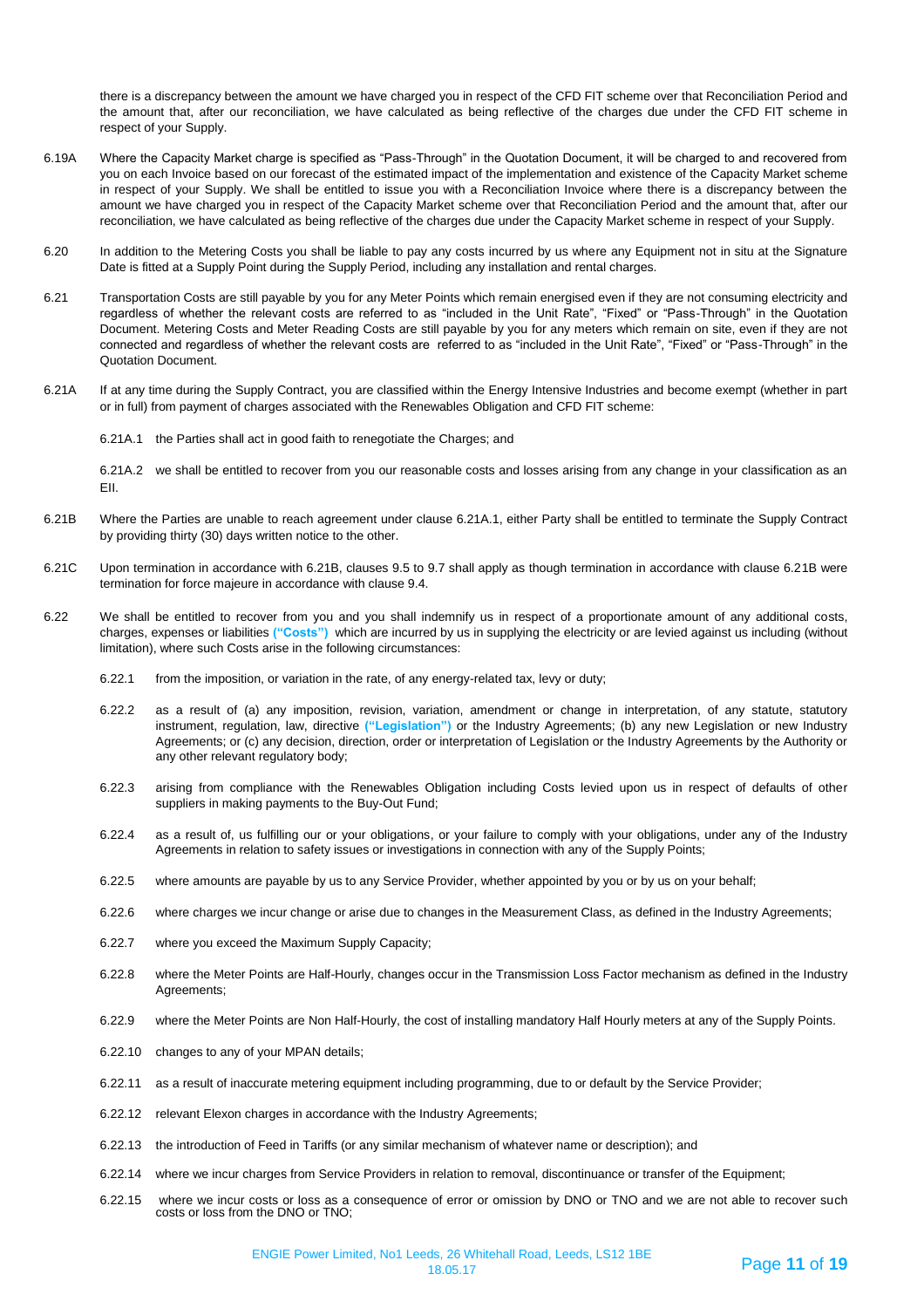there is a discrepancy between the amount we have charged you in respect of the CFD FIT scheme over that Reconciliation Period and the amount that, after our reconciliation, we have calculated as being reflective of the charges due under the CFD FIT scheme in respect of your Supply.

6.19A Where the Capacity Market charge is specified as "Pass-Through" in the Quotation Document, it will be charged to and recovered from you on each Invoice based on our forecast of the estimated impact of the implementation and existence of the Capacity Market scheme in respect of your Supply. We shall be entitled to issue you with a Reconciliation Invoice where there is a discrepancy between the amount we have charged you in respect of the Capacity Market scheme over that Reconciliation Period and the amount that, after our reconciliation, we have calculated as being reflective of the charges due under the Capacity Market scheme in respect of your Supply.

6.20 In addition to the Metering Costs you shall be liable to pay any costs incurred by us where any Equipment not in situ at the Signature Date is fitted at a Supply Point during the Supply Period, including any installation and rental charges.

6.21 Transportation Costs are still payable by you for any Meter Points which remain energised even if they are not consuming electricity and regardless of whether the relevant costs are referred to as "included in the Unit Rate", "Fixed" or "Pass-Through" in the Quotation Document. Metering Costs and Meter Reading Costs are still payable by you for any meters which remain on site, even if they are not connected and regardless of whether the relevant costs are referred to as "included in the Unit Rate", "Fixed" or "Pass-Through" in the Quotation Document.

6.21A If at any time during the Supply Contract, you are classified within the Energy Intensive Industries and become exempt (whether in part or in full) from payment of charges associated with the Renewables Obligation and CFD FIT scheme:

6.21A.1 the Parties shall act in good faith to renegotiate the Charges; and

6.21A.2 we shall be entitled to recover from you our reasonable costs and losses arising from any change in your classification as an EII.

6.21B Where the Parties are unable to reach agreement under clause 6.21A.1, either Party shall be entitled to terminate the Supply Contract by providing thirty (30) days written notice to the other.

6.21C Upon termination in accordance with 6.21B, clauses 9.5 to 9.7 shall apply as though termination in accordance with clause 6.21B were termination for force majeure in accordance with clause 9.4.

6.22 We shall be entitled to recover from you and you shall indemnify us in respect of a proportionate amount of any additional costs, charges, expenses or liabilities **("Costs")** which are incurred by us in supplying the electricity or are levied against us including (without limitation), where such Costs arise in the following circumstances:

6.22.1 from the imposition, or variation in the rate, of any energy-related tax, levy or duty;

6.22.2 as a result of (a) any imposition, revision, variation, amendment or change in interpretation, of any statute, statutory instrument, regulation, law, directive **("Legislation")** or the Industry Agreements; (b) any new Legislation or new Industry Agreements; or (c) any decision, direction, order or interpretation of Legislation or the Industry Agreements by the Authority or any other relevant regulatory body;

6.22.3 arising from compliance with the Renewables Obligation including Costs levied upon us in respect of defaults of other suppliers in making payments to the Buy-Out Fund;

6.22.4 as a result of, us fulfilling our or your obligations, or your failure to comply with your obligations, under any of the Industry Agreements in relation to safety issues or investigations in connection with any of the Supply Points;

6.22.5 where amounts are payable by us to any Service Provider, whether appointed by you or by us on your behalf;

6.22.6 where charges we incur change or arise due to changes in the Measurement Class, as defined in the Industry Agreements;

6.22.7 where you exceed the Maximum Supply Capacity;

6.22.8 where the Meter Points are Half-Hourly, changes occur in the Transmission Loss Factor mechanism as defined in the Industry Agreements;

6.22.9 where the Meter Points are Non Half-Hourly, the cost of installing mandatory Half Hourly meters at any of the Supply Points.

6.22.10 changes to any of your MPAN details;

6.22.11 as a result of inaccurate metering equipment including programming, due to or default by the Service Provider;

6.22.12 relevant Elexon charges in accordance with the Industry Agreements;

6.22.13 the introduction of Feed in Tariffs (or any similar mechanism of whatever name or description); and

6.22.14 where we incur charges from Service Providers in relation to removal, discontinuance or transfer of the Equipment;

6.22.15 where we incur costs or loss as a consequence of error or omission by DNO or TNO and we are not able to recover such costs or loss from the DNO or TNO;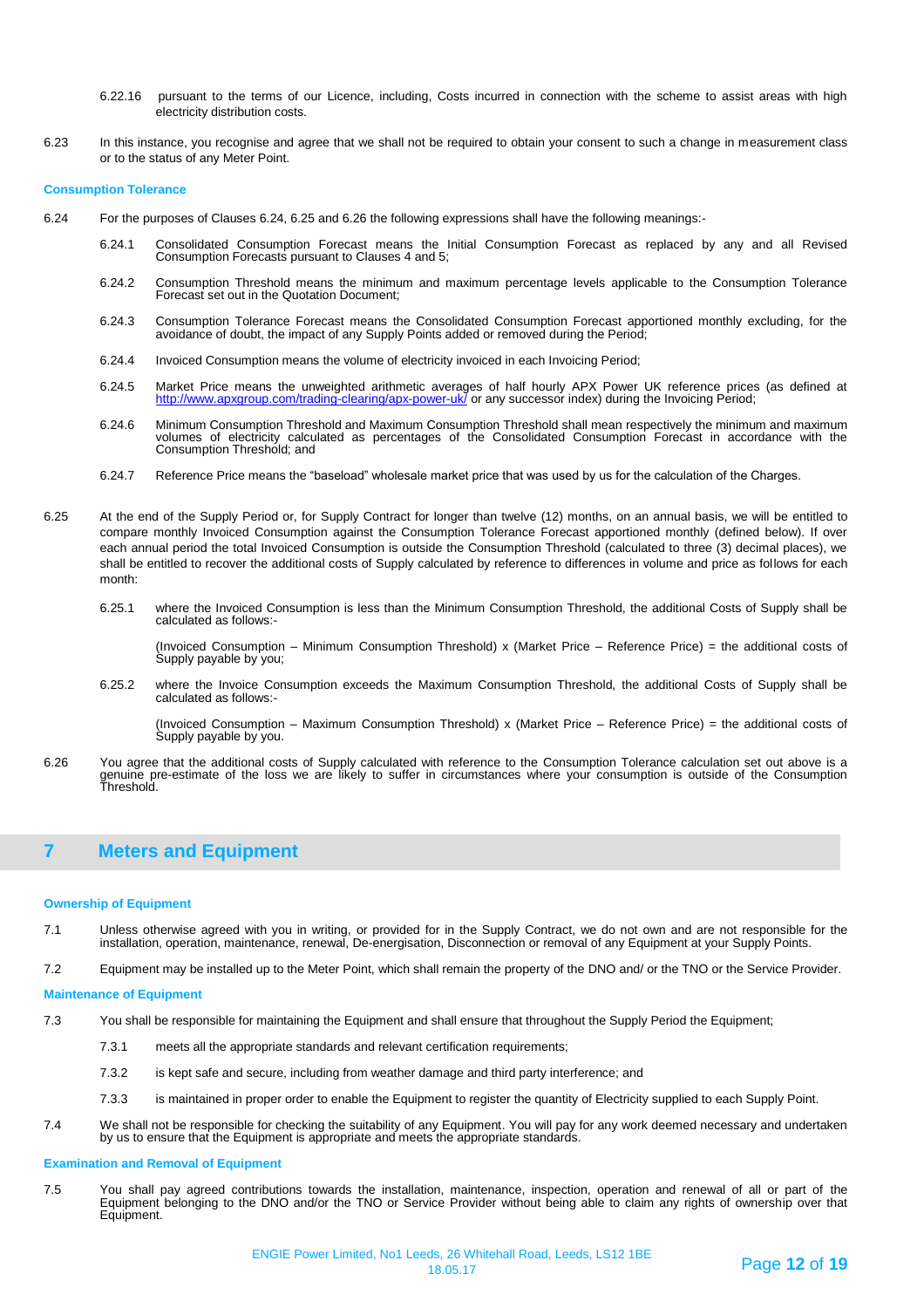6.22.16 pursuant to the terms of our Licence, including, Costs incurred in connection with the scheme to assist areas with high electricity distribution costs.

6.23 In this instance, you recognise and agree that we shall not be required to obtain your consent to such a change in measurement class or to the status of any Meter Point.

#### Consumption Tolerance

6.24 For the purposes of Clauses 6.24, 6.25 and 6.26 the following expressions shall have the following meanings:-

6.24.1 Consolidated Consumption Forecast means the Initial Consumption Forecast as replaced by any and all Revised Consumption Forecasts pursuant to Clauses 4 and 5;

6.24.2 Consumption Threshold means the minimum and maximum percentage levels applicable to the Consumption Tolerance Forecast set out in the Quotation Document;

6.24.3 Consumption Tolerance Forecast means the Consolidated Consumption Forecast apportioned monthly excluding, for the avoidance of doubt, the impact of any Supply Points added or removed during the Period;

6.24.4 Invoiced Consumption means the volume of electricity invoiced in each Invoicing Period;

6.24.5 Market Price means the unweighted arithmetic averages of half hourly APX Power UK reference prices (as defined at http://www.apxgroup.com/trading-clearing/apx-power-uk/ or any successor index) during the Invoicing Period;

6.24.6 Minimum Consumption Threshold and Maximum Consumption Threshold shall mean respectively the minimum and maximum volumes of electricity calculated as percentages of the Consolidated Consumption Forecast in accordance with the Consumption Threshold; and

6.24.7 Reference Price means the "baseload" wholesale market price that was used by us for the calculation of the Charges.

6.25 At the end of the Supply Period or, for Supply Contract for longer than twelve (12) months, on an annual basis, we will be entitled to compare monthly Invoiced Consumption against the Consumption Tolerance Forecast apportioned monthly (defined below). If over each annual period the total Invoiced Consumption is outside the Consumption Threshold (calculated to three (3) decimal places), we shall be entitled to recover the additional costs of Supply calculated by reference to differences in volume and price as follows for each month:

6.25.1 where the Invoiced Consumption is less than the Minimum Consumption Threshold, the additional Costs of Supply shall be calculated as follows:-

(Invoiced Consumption – Minimum Consumption Threshold) x (Market Price – Reference Price) = the additional costs of Supply payable by you;

6.25.2 where the Invoice Consumption exceeds the Maximum Consumption Threshold, the additional Costs of Supply shall be calculated as follows:-

(Invoiced Consumption – Maximum Consumption Threshold) x (Market Price – Reference Price) = the additional costs of Supply payable by you.

6.26 You agree that the additional costs of Supply calculated with reference to the Consumption Tolerance calculation set out above is a genuine pre-estimate of the loss we are likely to suffer in circumstances where your consumption is outside of the Consumption Threshold.

## 7 Meters and Equipment

#### Ownership of Equipment

7.1 Unless otherwise agreed with you in writing, or provided for in the Supply Contract, we do not own and are not responsible for the installation, operation, maintenance, renewal, De-energisation, Disconnection or removal of any Equipment at your Supply Points.

7.2 Equipment may be installed up to the Meter Point, which shall remain the property of the DNO and/ or the TNO or the Service Provider.

#### Maintenance of Equipment

7.3 You shall be responsible for maintaining the Equipment and shall ensure that throughout the Supply Period the Equipment;

7.3.1 meets all the appropriate standards and relevant certification requirements;

7.3.2 is kept safe and secure, including from weather damage and third party interference; and

7.3.3 is maintained in proper order to enable the Equipment to register the quantity of Electricity supplied to each Supply Point.

7.4 We shall not be responsible for checking the suitability of any Equipment. You will pay for any work deemed necessary and undertaken by us to ensure that the Equipment is appropriate and meets the appropriate standards.

#### Examination and Removal of Equipment

7.5 You shall pay agreed contributions towards the installation, maintenance, inspection, operation and renewal of all or part of the Equipment belonging to the DNO and/or the TNO or Service Provider without being able to claim any rights of ownership over that Equipment.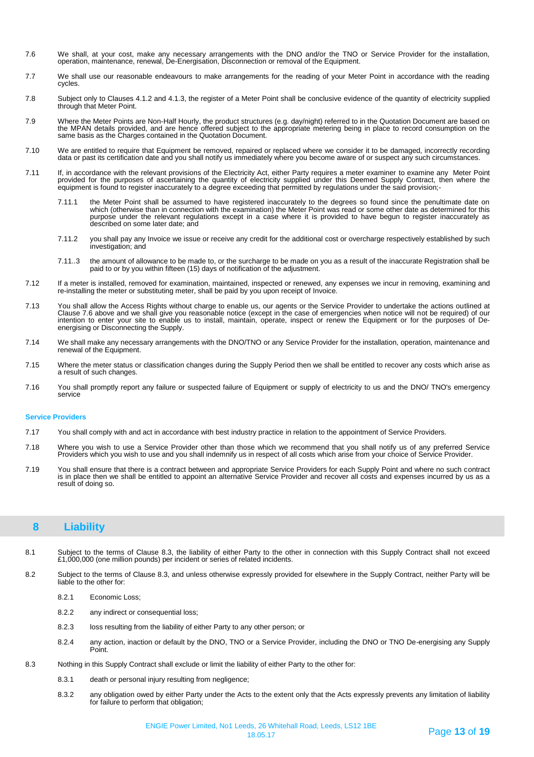7.6 We shall, at your cost, make any necessary arrangements with the DNO and/or the TNO or Service Provider for the installation, operation, maintenance, renewal, De-Energisation, Disconnection or removal of the Equipment.

7.7 We shall use our reasonable endeavours to make arrangements for the reading of your Meter Point in accordance with the reading cycles.

7.8 Subject only to Clauses 4.1.2 and 4.1.3, the register of a Meter Point shall be conclusive evidence of the quantity of electricity supplied through that Meter Point.

7.9 Where the Meter Points are Non-Half Hourly, the product structures (e.g. day/night) referred to in the Quotation Document are based on the MPAN details provided, and are hence offered subject to the appropriate metering being in place to record consumption on the same basis as the Charges contained in the Quotation Document.

7.10 We are entitled to require that Equipment be removed, repaired or replaced where we consider it to be damaged, incorrectly recording data or past its certification date and you shall notify us immediately where you become aware of or suspect any such circumstances.

7.11 If, in accordance with the relevant provisions of the Electricity Act, either Party requires a meter examiner to examine any Meter Point provided for the purposes of ascertaining the quantity of electricity supplied under this Deemed Supply Contract, then where the equipment is found to register inaccurately to a degree exceeding that permitted by regulations under the said provision;-

> 7.11.1 the Meter Point shall be assumed to have registered inaccurately to the degrees so found since the penultimate date on which (otherwise than in connection with the examination) the Meter Point was read or some other date as determined for this purpose under the relevant regulations except in a case where it is provided to have begun to register inaccurately as described on some later date; and
>
> 7.11.2 you shall pay any Invoice we issue or receive any credit for the additional cost or overcharge respectively established by such investigation; and
>
> 7.11..3 the amount of allowance to be made to, or the surcharge to be made on you as a result of the inaccurate Registration shall be paid to or by you within fifteen (15) days of notification of the adjustment.

7.12 If a meter is installed, removed for examination, maintained, inspected or renewed, any expenses we incur in removing, examining and re-installing the meter or substituting meter, shall be paid by you upon receipt of Invoice.

7.13 You shall allow the Access Rights without charge to enable us, our agents or the Service Provider to undertake the actions outlined at Clause 7.6 above and we shall give you reasonable notice (except in the case of emergencies when notice will not be required) of our intention to enter your site to enable us to install, maintain, operate, inspect or renew the Equipment or for the purposes of De-energising or Disconnecting the Supply.

7.14 We shall make any necessary arrangements with the DNO/TNO or any Service Provider for the installation, operation, maintenance and renewal of the Equipment.

7.15 Where the meter status or classification changes during the Supply Period then we shall be entitled to recover any costs which arise as a result of such changes.

7.16 You shall promptly report any failure or suspected failure of Equipment or supply of electricity to us and the DNO/ TNO's emergency service

**Service Providers**

7.17 You shall comply with and act in accordance with best industry practice in relation to the appointment of Service Providers.

7.18 Where you wish to use a Service Provider other than those which we recommend that you shall notify us of any preferred Service Providers which you wish to use and you shall indemnify us in respect of all costs which arise from your choice of Service Provider.

7.19 You shall ensure that there is a contract between and appropriate Service Providers for each Supply Point and where no such contract is in place then we shall be entitled to appoint an alternative Service Provider and recover all costs and expenses incurred by us as a result of doing so.

## 8 Liability

8.1 Subject to the terms of Clause 8.3, the liability of either Party to the other in connection with this Supply Contract shall not exceed £1,000,000 (one million pounds) per incident or series of related incidents.

8.2 Subject to the terms of Clause 8.3, and unless otherwise expressly provided for elsewhere in the Supply Contract, neither Party will be liable to the other for:

> 8.2.1 Economic Loss;
>
> 8.2.2 any indirect or consequential loss;
>
> 8.2.3 loss resulting from the liability of either Party to any other person; or
>
> 8.2.4 any action, inaction or default by the DNO, TNO or a Service Provider, including the DNO or TNO De-energising any Supply Point.

8.3 Nothing in this Supply Contract shall exclude or limit the liability of either Party to the other for:

> 8.3.1 death or personal injury resulting from negligence;
>
> 8.3.2 any obligation owed by either Party under the Acts to the extent only that the Acts expressly prevents any limitation of liability for failure to perform that obligation;

ENGIE Power Limited, No1 Leeds, 26 Whitehall Road, Leeds, LS12 1BE
18.05.17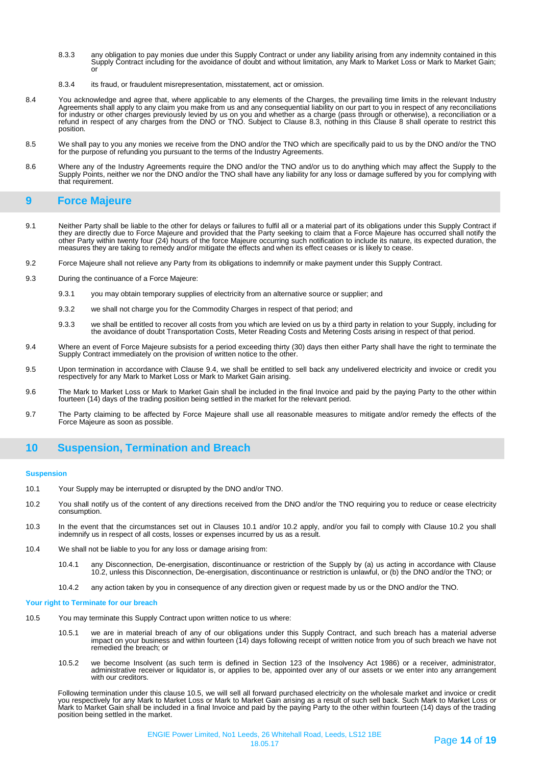8.3.3 any obligation to pay monies due under this Supply Contract or under any liability arising from any indemnity contained in this Supply Contract including for the avoidance of doubt and without limitation, any Mark to Market Loss or Mark to Market Gain; or

8.3.4 its fraud, or fraudulent misrepresentation, misstatement, act or omission.

8.4 You acknowledge and agree that, where applicable to any elements of the Charges, the prevailing time limits in the relevant Industry Agreements shall apply to any claim you make from us and any consequential liability on our part to you in respect of any reconciliations for industry or other charges previously levied by us on you and whether as a charge (pass through or otherwise), a reconciliation or a refund in respect of any charges from the DNO or TNO. Subject to Clause 8.3, nothing in this Clause 8 shall operate to restrict this position.

8.5 We shall pay to you any monies we receive from the DNO and/or the TNO which are specifically paid to us by the DNO and/or the TNO for the purpose of refunding you pursuant to the terms of the Industry Agreements.

8.6 Where any of the Industry Agreements require the DNO and/or the TNO and/or us to do anything which may affect the Supply to the Supply Points, neither we nor the DNO and/or the TNO shall have any liability for any loss or damage suffered by you for complying with that requirement.

## 9 Force Majeure

9.1 Neither Party shall be liable to the other for delays or failures to fulfil all or a material part of its obligations under this Supply Contract if they are directly due to Force Majeure and provided that the Party seeking to claim that a Force Majeure has occurred shall notify the other Party within twenty four (24) hours of the force Majeure occurring such notification to include its nature, its expected duration, the measures they are taking to remedy and/or mitigate the effects and when its effect ceases or is likely to cease.

9.2 Force Majeure shall not relieve any Party from its obligations to indemnify or make payment under this Supply Contract.

9.3 During the continuance of a Force Majeure:

9.3.1 you may obtain temporary supplies of electricity from an alternative source or supplier; and

9.3.2 we shall not charge you for the Commodity Charges in respect of that period; and

9.3.3 we shall be entitled to recover all costs from you which are levied on us by a third party in relation to your Supply, including for the avoidance of doubt Transportation Costs, Meter Reading Costs and Metering Costs arising in respect of that period.

9.4 Where an event of Force Majeure subsists for a period exceeding thirty (30) days then either Party shall have the right to terminate the Supply Contract immediately on the provision of written notice to the other.

9.5 Upon termination in accordance with Clause 9.4, we shall be entitled to sell back any undelivered electricity and invoice or credit you respectively for any Mark to Market Loss or Mark to Market Gain arising.

9.6 The Mark to Market Loss or Mark to Market Gain shall be included in the final Invoice and paid by the paying Party to the other within fourteen (14) days of the trading position being settled in the market for the relevant period.

9.7 The Party claiming to be affected by Force Majeure shall use all reasonable measures to mitigate and/or remedy the effects of the Force Majeure as soon as possible.

## 10 Suspension, Termination and Breach

### Suspension

10.1 Your Supply may be interrupted or disrupted by the DNO and/or TNO.

10.2 You shall notify us of the content of any directions received from the DNO and/or the TNO requiring you to reduce or cease electricity consumption.

10.3 In the event that the circumstances set out in Clauses 10.1 and/or 10.2 apply, and/or you fail to comply with Clause 10.2 you shall indemnify us in respect of all costs, losses or expenses incurred by us as a result.

10.4 We shall not be liable to you for any loss or damage arising from:

10.4.1 any Disconnection, De-energisation, discontinuance or restriction of the Supply by (a) us acting in accordance with Clause 10.2, unless this Disconnection, De-energisation, discontinuance or restriction is unlawful, or (b) the DNO and/or the TNO; or

10.4.2 any action taken by you in consequence of any direction given or request made by us or the DNO and/or the TNO.

### Your right to Terminate for our breach

10.5 You may terminate this Supply Contract upon written notice to us where:

10.5.1 we are in material breach of any of our obligations under this Supply Contract, and such breach has a material adverse impact on your business and within fourteen (14) days following receipt of written notice from you of such breach we have not remedied the breach; or

10.5.2 we become Insolvent (as such term is defined in Section 123 of the Insolvency Act 1986) or a receiver, administrator, administrative receiver or liquidator is, or applies to be, appointed over any of our assets or we enter into any arrangement with our creditors.

Following termination under this clause 10.5, we will sell all forward purchased electricity on the wholesale market and invoice or credit you respectively for any Mark to Market Loss or Mark to Market Gain arising as a result of such sell back. Such Mark to Market Loss or Mark to Market Gain shall be included in a final Invoice and paid by the paying Party to the other within fourteen (14) days of the trading position being settled in the market.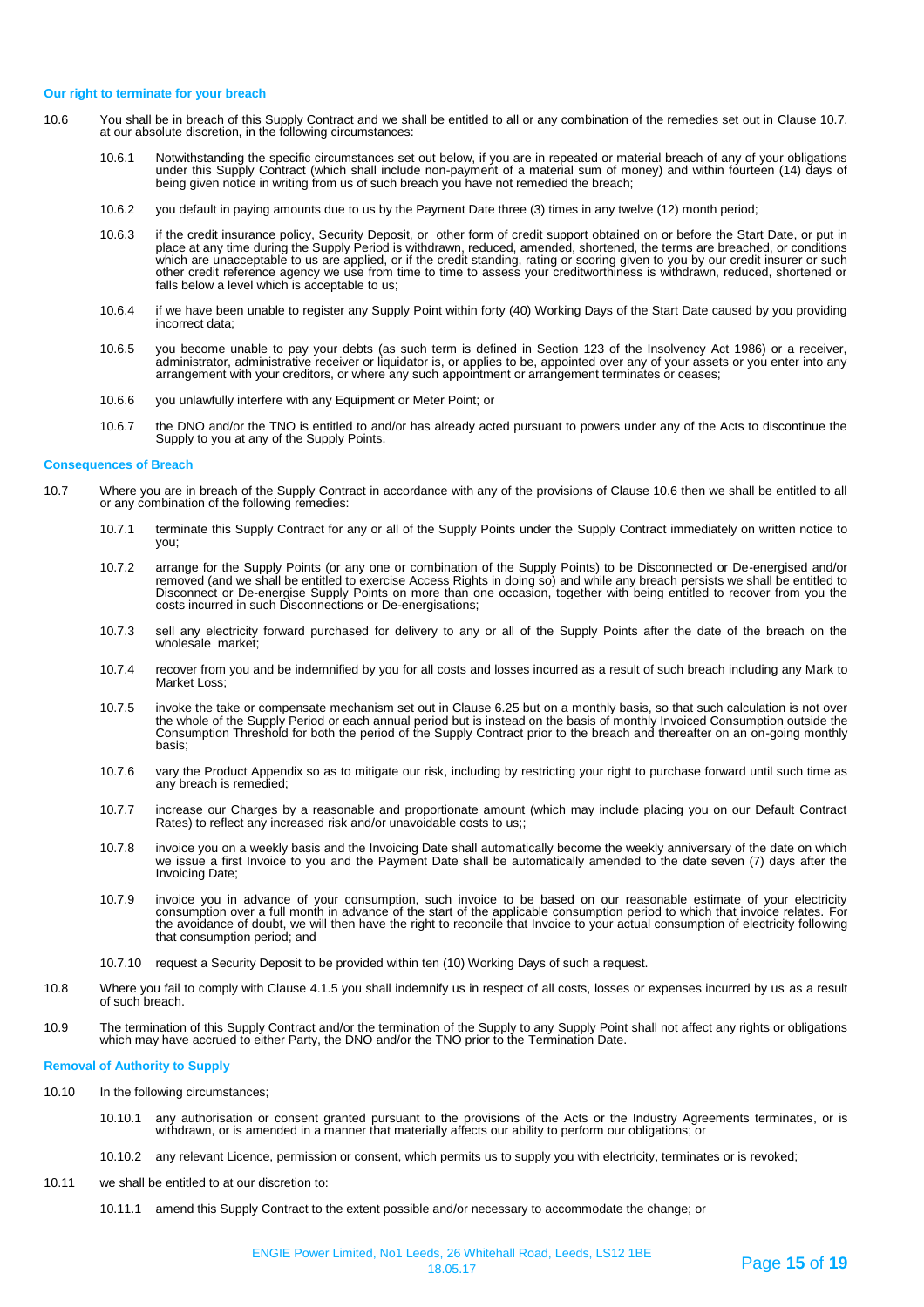#### Our right to terminate for your breach

10.6 You shall be in breach of this Supply Contract and we shall be entitled to all or any combination of the remedies set out in Clause 10.7, at our absolute discretion, in the following circumstances:

10.6.1 Notwithstanding the specific circumstances set out below, if you are in repeated or material breach of any of your obligations under this Supply Contract (which shall include non-payment of a material sum of money) and within fourteen (14) days of being given notice in writing from us of such breach you have not remedied the breach;

10.6.2 you default in paying amounts due to us by the Payment Date three (3) times in any twelve (12) month period;

10.6.3 if the credit insurance policy, Security Deposit, or other form of credit support obtained on or before the Start Date, or put in place at any time during the Supply Period is withdrawn, reduced, amended, shortened, the terms are breached, or conditions which are unacceptable to us are applied, or if the credit standing, rating or scoring given to you by our credit insurer or such other credit reference agency we use from time to time to assess your creditworthiness is withdrawn, reduced, shortened or falls below a level which is acceptable to us;

10.6.4 if we have been unable to register any Supply Point within forty (40) Working Days of the Start Date caused by you providing incorrect data;

10.6.5 you become unable to pay your debts (as such term is defined in Section 123 of the Insolvency Act 1986) or a receiver, administrator, administrative receiver or liquidator is, or applies to be, appointed over any of your assets or you enter into any arrangement with your creditors, or where any such appointment or arrangement terminates or ceases;

10.6.6 you unlawfully interfere with any Equipment or Meter Point; or

10.6.7 the DNO and/or the TNO is entitled to and/or has already acted pursuant to powers under any of the Acts to discontinue the Supply to you at any of the Supply Points.

#### Consequences of Breach

10.7 Where you are in breach of the Supply Contract in accordance with any of the provisions of Clause 10.6 then we shall be entitled to all or any combination of the following remedies:

10.7.1 terminate this Supply Contract for any or all of the Supply Points under the Supply Contract immediately on written notice to you;

10.7.2 arrange for the Supply Points (or any one or combination of the Supply Points) to be Disconnected or De-energised and/or removed (and we shall be entitled to exercise Access Rights in doing so) and while any breach persists we shall be entitled to Disconnect or De-energise Supply Points on more than one occasion, together with being entitled to recover from you the costs incurred in such Disconnections or De-energisations;

10.7.3 sell any electricity forward purchased for delivery to any or all of the Supply Points after the date of the breach on the wholesale market;

10.7.4 recover from you and be indemnified by you for all costs and losses incurred as a result of such breach including any Mark to Market Loss;

10.7.5 invoke the take or compensate mechanism set out in Clause 6.25 but on a monthly basis, so that such calculation is not over the whole of the Supply Period or each annual period but is instead on the basis of monthly Invoiced Consumption outside the Consumption Threshold for both the period of the Supply Contract prior to the breach and thereafter on an on-going monthly basis;

10.7.6 vary the Product Appendix so as to mitigate our risk, including by restricting your right to purchase forward until such time as any breach is remedied;

10.7.7 increase our Charges by a reasonable and proportionate amount (which may include placing you on our Default Contract Rates) to reflect any increased risk and/or unavoidable costs to us;;

10.7.8 invoice you on a weekly basis and the Invoicing Date shall automatically become the weekly anniversary of the date on which we issue a first Invoice to you and the Payment Date shall be automatically amended to the date seven (7) days after the Invoicing Date;

10.7.9 invoice you in advance of your consumption, such invoice to be based on our reasonable estimate of your electricity consumption over a full month in advance of the start of the applicable consumption period to which that invoice relates. For the avoidance of doubt, we will then have the right to reconcile that Invoice to your actual consumption of electricity following that consumption period; and

10.7.10 request a Security Deposit to be provided within ten (10) Working Days of such a request.

10.8 Where you fail to comply with Clause 4.1.5 you shall indemnify us in respect of all costs, losses or expenses incurred by us as a result of such breach.

10.9 The termination of this Supply Contract and/or the termination of the Supply to any Supply Point shall not affect any rights or obligations which may have accrued to either Party, the DNO and/or the TNO prior to the Termination Date.

#### Removal of Authority to Supply

10.10 In the following circumstances;

10.10.1 any authorisation or consent granted pursuant to the provisions of the Acts or the Industry Agreements terminates, or is withdrawn, or is amended in a manner that materially affects our ability to perform our obligations; or

10.10.2 any relevant Licence, permission or consent, which permits us to supply you with electricity, terminates or is revoked;

10.11 we shall be entitled to at our discretion to:

10.11.1 amend this Supply Contract to the extent possible and/or necessary to accommodate the change; or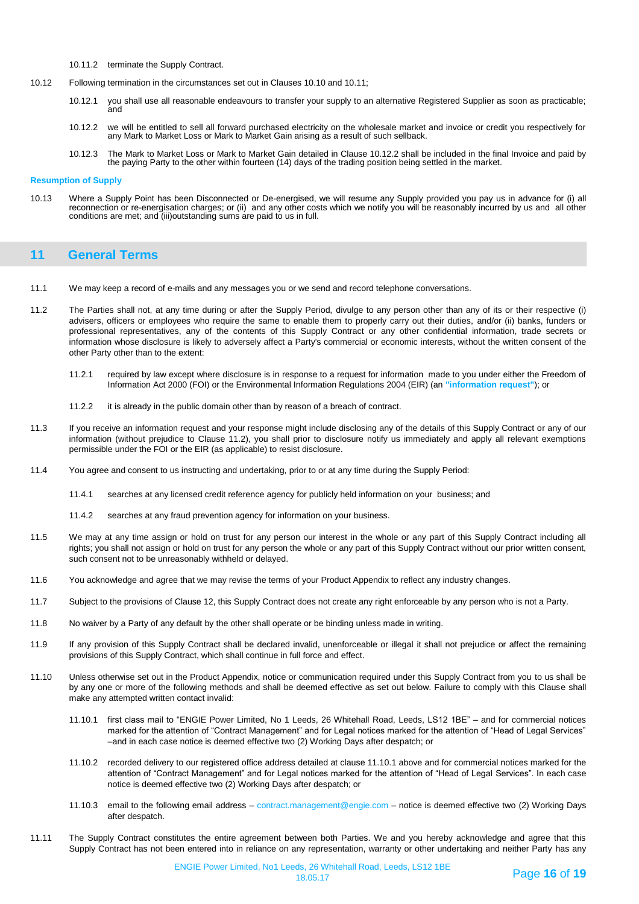10.11.2 terminate the Supply Contract.

10.12 Following termination in the circumstances set out in Clauses 10.10 and 10.11;

10.12.1 you shall use all reasonable endeavours to transfer your supply to an alternative Registered Supplier as soon as practicable; and

10.12.2 we will be entitled to sell all forward purchased electricity on the wholesale market and invoice or credit you respectively for any Mark to Market Loss or Mark to Market Gain arising as a result of such sellback.

10.12.3 The Mark to Market Loss or Mark to Market Gain detailed in Clause 10.12.2 shall be included in the final Invoice and paid by the paying Party to the other within fourteen (14) days of the trading position being settled in the market.

### Resumption of Supply

10.13 Where a Supply Point has been Disconnected or De-energised, we will resume any Supply provided you pay us in advance for (i) all reconnection or re-energisation charges; or (ii) and any other costs which we notify you will be reasonably incurred by us and all other conditions are met; and (iii)outstanding sums are paid to us in full.

## 11 General Terms

11.1 We may keep a record of e-mails and any messages you or we send and record telephone conversations.

11.2 The Parties shall not, at any time during or after the Supply Period, divulge to any person other than any of its or their respective (i) advisers, officers or employees who require the same to enable them to properly carry out their duties, and/or (ii) banks, funders or professional representatives, any of the contents of this Supply Contract or any other confidential information, trade secrets or information whose disclosure is likely to adversely affect a Party's commercial or economic interests, without the written consent of the other Party other than to the extent:

11.2.1 required by law except where disclosure is in response to a request for information made to you under either the Freedom of Information Act 2000 (FOI) or the Environmental Information Regulations 2004 (EIR) (an **"information request"**); or

11.2.2 it is already in the public domain other than by reason of a breach of contract.

11.3 If you receive an information request and your response might include disclosing any of the details of this Supply Contract or any of our information (without prejudice to Clause 11.2), you shall prior to disclosure notify us immediately and apply all relevant exemptions permissible under the FOI or the EIR (as applicable) to resist disclosure.

11.4 You agree and consent to us instructing and undertaking, prior to or at any time during the Supply Period:

11.4.1 searches at any licensed credit reference agency for publicly held information on your business; and

11.4.2 searches at any fraud prevention agency for information on your business.

11.5 We may at any time assign or hold on trust for any person our interest in the whole or any part of this Supply Contract including all rights; you shall not assign or hold on trust for any person the whole or any part of this Supply Contract without our prior written consent, such consent not to be unreasonably withheld or delayed.

11.6 You acknowledge and agree that we may revise the terms of your Product Appendix to reflect any industry changes.

11.7 Subject to the provisions of Clause 12, this Supply Contract does not create any right enforceable by any person who is not a Party.

11.8 No waiver by a Party of any default by the other shall operate or be binding unless made in writing.

11.9 If any provision of this Supply Contract shall be declared invalid, unenforceable or illegal it shall not prejudice or affect the remaining provisions of this Supply Contract, which shall continue in full force and effect.

11.10 Unless otherwise set out in the Product Appendix, notice or communication required under this Supply Contract from you to us shall be by any one or more of the following methods and shall be deemed effective as set out below. Failure to comply with this Clause shall make any attempted written contact invalid:

11.10.1 first class mail to "ENGIE Power Limited, No 1 Leeds, 26 Whitehall Road, Leeds, LS12 1BE" – and for commercial notices marked for the attention of "Contract Management" and for Legal notices marked for the attention of "Head of Legal Services" –and in each case notice is deemed effective two (2) Working Days after despatch; or

11.10.2 recorded delivery to our registered office address detailed at clause 11.10.1 above and for commercial notices marked for the attention of "Contract Management" and for Legal notices marked for the attention of "Head of Legal Services". In each case notice is deemed effective two (2) Working Days after despatch; or

11.10.3 email to the following email address – contract.management@engie.com – notice is deemed effective two (2) Working Days after despatch.

11.11 The Supply Contract constitutes the entire agreement between both Parties. We and you hereby acknowledge and agree that this Supply Contract has not been entered into in reliance on any representation, warranty or other undertaking and neither Party has any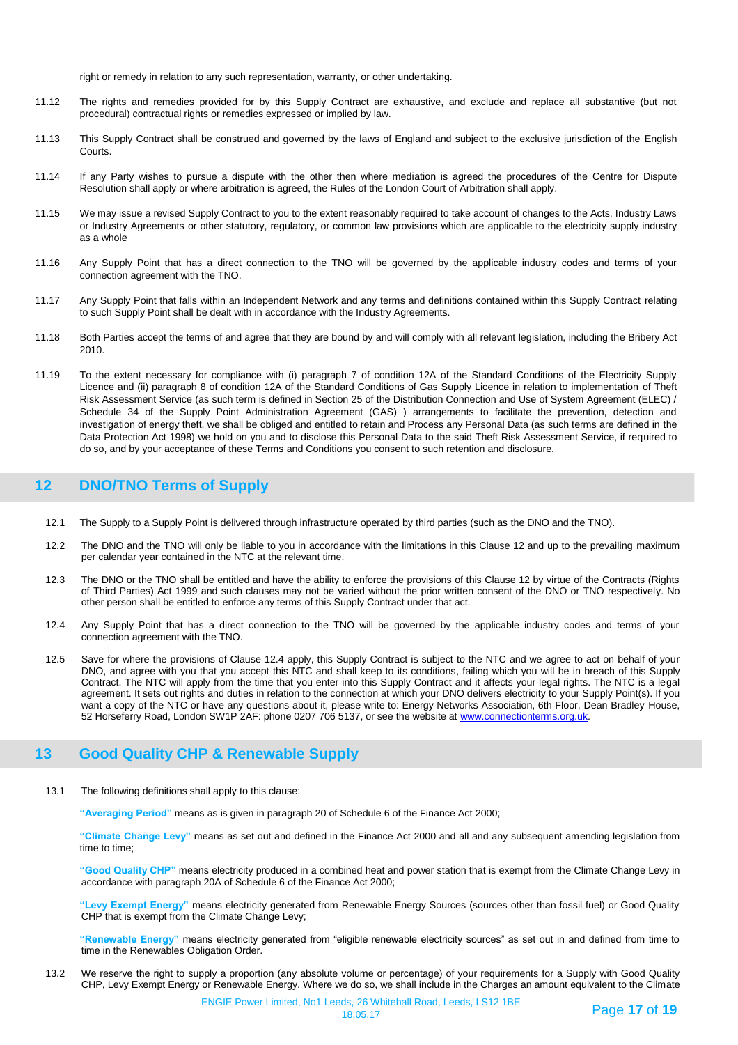right or remedy in relation to any such representation, warranty, or other undertaking.

11.12 The rights and remedies provided for by this Supply Contract are exhaustive, and exclude and replace all substantive (but not procedural) contractual rights or remedies expressed or implied by law.

11.13 This Supply Contract shall be construed and governed by the laws of England and subject to the exclusive jurisdiction of the English Courts.

11.14 If any Party wishes to pursue a dispute with the other then where mediation is agreed the procedures of the Centre for Dispute Resolution shall apply or where arbitration is agreed, the Rules of the London Court of Arbitration shall apply.

11.15 We may issue a revised Supply Contract to you to the extent reasonably required to take account of changes to the Acts, Industry Laws or Industry Agreements or other statutory, regulatory, or common law provisions which are applicable to the electricity supply industry as a whole

11.16 Any Supply Point that has a direct connection to the TNO will be governed by the applicable industry codes and terms of your connection agreement with the TNO.

11.17 Any Supply Point that falls within an Independent Network and any terms and definitions contained within this Supply Contract relating to such Supply Point shall be dealt with in accordance with the Industry Agreements.

11.18 Both Parties accept the terms of and agree that they are bound by and will comply with all relevant legislation, including the Bribery Act 2010.

11.19 To the extent necessary for compliance with (i) paragraph 7 of condition 12A of the Standard Conditions of the Electricity Supply Licence and (ii) paragraph 8 of condition 12A of the Standard Conditions of Gas Supply Licence in relation to implementation of Theft Risk Assessment Service (as such term is defined in Section 25 of the Distribution Connection and Use of System Agreement (ELEC) / Schedule 34 of the Supply Point Administration Agreement (GAS) ) arrangements to facilitate the prevention, detection and investigation of energy theft, we shall be obliged and entitled to retain and Process any Personal Data (as such terms are defined in the Data Protection Act 1998) we hold on you and to disclose this Personal Data to the said Theft Risk Assessment Service, if required to do so, and by your acceptance of these Terms and Conditions you consent to such retention and disclosure.

## 12 DNO/TNO Terms of Supply

12.1 The Supply to a Supply Point is delivered through infrastructure operated by third parties (such as the DNO and the TNO).

12.2 The DNO and the TNO will only be liable to you in accordance with the limitations in this Clause 12 and up to the prevailing maximum per calendar year contained in the NTC at the relevant time.

12.3 The DNO or the TNO shall be entitled and have the ability to enforce the provisions of this Clause 12 by virtue of the Contracts (Rights of Third Parties) Act 1999 and such clauses may not be varied without the prior written consent of the DNO or TNO respectively. No other person shall be entitled to enforce any terms of this Supply Contract under that act.

12.4 Any Supply Point that has a direct connection to the TNO will be governed by the applicable industry codes and terms of your connection agreement with the TNO.

12.5 Save for where the provisions of Clause 12.4 apply, this Supply Contract is subject to the NTC and we agree to act on behalf of your DNO, and agree with you that you accept this NTC and shall keep to its conditions, failing which you will be in breach of this Supply Contract. The NTC will apply from the time that you enter into this Supply Contract and it affects your legal rights. The NTC is a legal agreement. It sets out rights and duties in relation to the connection at which your DNO delivers electricity to your Supply Point(s). If you want a copy of the NTC or have any questions about it, please write to: Energy Networks Association, 6th Floor, Dean Bradley House, 52 Horseferry Road, London SW1P 2AF: phone 0207 706 5137, or see the website at www.connectionterms.org.uk.

## 13 Good Quality CHP & Renewable Supply

13.1 The following definitions shall apply to this clause:

**"Averaging Period"** means as is given in paragraph 20 of Schedule 6 of the Finance Act 2000;

**"Climate Change Levy"** means as set out and defined in the Finance Act 2000 and all and any subsequent amending legislation from time to time;

**"Good Quality CHP"** means electricity produced in a combined heat and power station that is exempt from the Climate Change Levy in accordance with paragraph 20A of Schedule 6 of the Finance Act 2000;

**"Levy Exempt Energy"** means electricity generated from Renewable Energy Sources (sources other than fossil fuel) or Good Quality CHP that is exempt from the Climate Change Levy;

**"Renewable Energy"** means electricity generated from "eligible renewable electricity sources" as set out in and defined from time to time in the Renewables Obligation Order.

13.2 We reserve the right to supply a proportion (any absolute volume or percentage) of your requirements for a Supply with Good Quality CHP, Levy Exempt Energy or Renewable Energy. Where we do so, we shall include in the Charges an amount equivalent to the Climate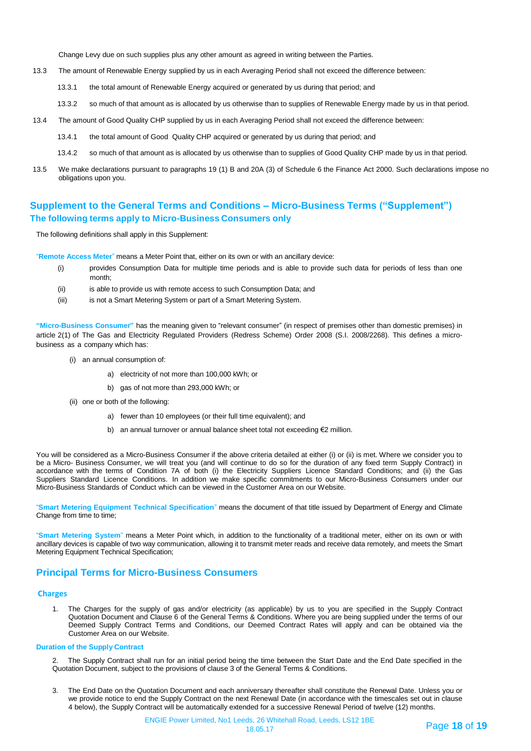Change Levy due on such supplies plus any other amount as agreed in writing between the Parties.

13.3 The amount of Renewable Energy supplied by us in each Averaging Period shall not exceed the difference between:

13.3.1 the total amount of Renewable Energy acquired or generated by us during that period; and

13.3.2 so much of that amount as is allocated by us otherwise than to supplies of Renewable Energy made by us in that period.

13.4 The amount of Good Quality CHP supplied by us in each Averaging Period shall not exceed the difference between:

13.4.1 the total amount of Good Quality CHP acquired or generated by us during that period; and

13.4.2 so much of that amount as is allocated by us otherwise than to supplies of Good Quality CHP made by us in that period.

13.5 We make declarations pursuant to paragraphs 19 (1) B and 20A (3) of Schedule 6 the Finance Act 2000. Such declarations impose no obligations upon you.

## Supplement to the General Terms and Conditions – Micro-Business Terms ("Supplement")

### The following terms apply to Micro-Business Consumers only

The following definitions shall apply in this Supplement:

"**Remote Access Meter**" means a Meter Point that, either on its own or with an ancillary device:

(i) provides Consumption Data for multiple time periods and is able to provide such data for periods of less than one month;

(ii) is able to provide us with remote access to such Consumption Data; and

(iii) is not a Smart Metering System or part of a Smart Metering System.

**"Micro-Business Consumer"** has the meaning given to "relevant consumer" (in respect of premises other than domestic premises) in article 2(1) of The Gas and Electricity Regulated Providers (Redress Scheme) Order 2008 (S.I. 2008/2268). This defines a micro-business as a company which has:

(i) an annual consumption of:

a) electricity of not more than 100,000 kWh; or

b) gas of not more than 293,000 kWh; or

(ii) one or both of the following:

a) fewer than 10 employees (or their full time equivalent); and

b) an annual turnover or annual balance sheet total not exceeding €2 million.

You will be considered as a Micro-Business Consumer if the above criteria detailed at either (i) or (ii) is met. Where we consider you to be a Micro- Business Consumer, we will treat you (and will continue to do so for the duration of any fixed term Supply Contract) in accordance with the terms of Condition 7A of both (i) the Electricity Suppliers Licence Standard Conditions; and (ii) the Gas Suppliers Standard Licence Conditions. In addition we make specific commitments to our Micro-Business Consumers under our Micro-Business Standards of Conduct which can be viewed in the Customer Area on our Website.

"**Smart Metering Equipment Technical Specification**" means the document of that title issued by Department of Energy and Climate Change from time to time;

"**Smart Metering System**" means a Meter Point which, in addition to the functionality of a traditional meter, either on its own or with ancillary devices is capable of two way communication, allowing it to transmit meter reads and receive data remotely, and meets the Smart Metering Equipment Technical Specification;

## Principal Terms for Micro-Business Consumers

### Charges

1. The Charges for the supply of gas and/or electricity (as applicable) by us to you are specified in the Supply Contract Quotation Document and Clause 6 of the General Terms & Conditions. Where you are being supplied under the terms of our Deemed Supply Contract Terms and Conditions, our Deemed Contract Rates will apply and can be obtained via the Customer Area on our Website.

### Duration of the Supply Contract

2. The Supply Contract shall run for an initial period being the time between the Start Date and the End Date specified in the Quotation Document, subject to the provisions of clause 3 of the General Terms & Conditions.

3. The End Date on the Quotation Document and each anniversary thereafter shall constitute the Renewal Date. Unless you or we provide notice to end the Supply Contract on the next Renewal Date (in accordance with the timescales set out in clause 4 below), the Supply Contract will be automatically extended for a successive Renewal Period of twelve (12) months.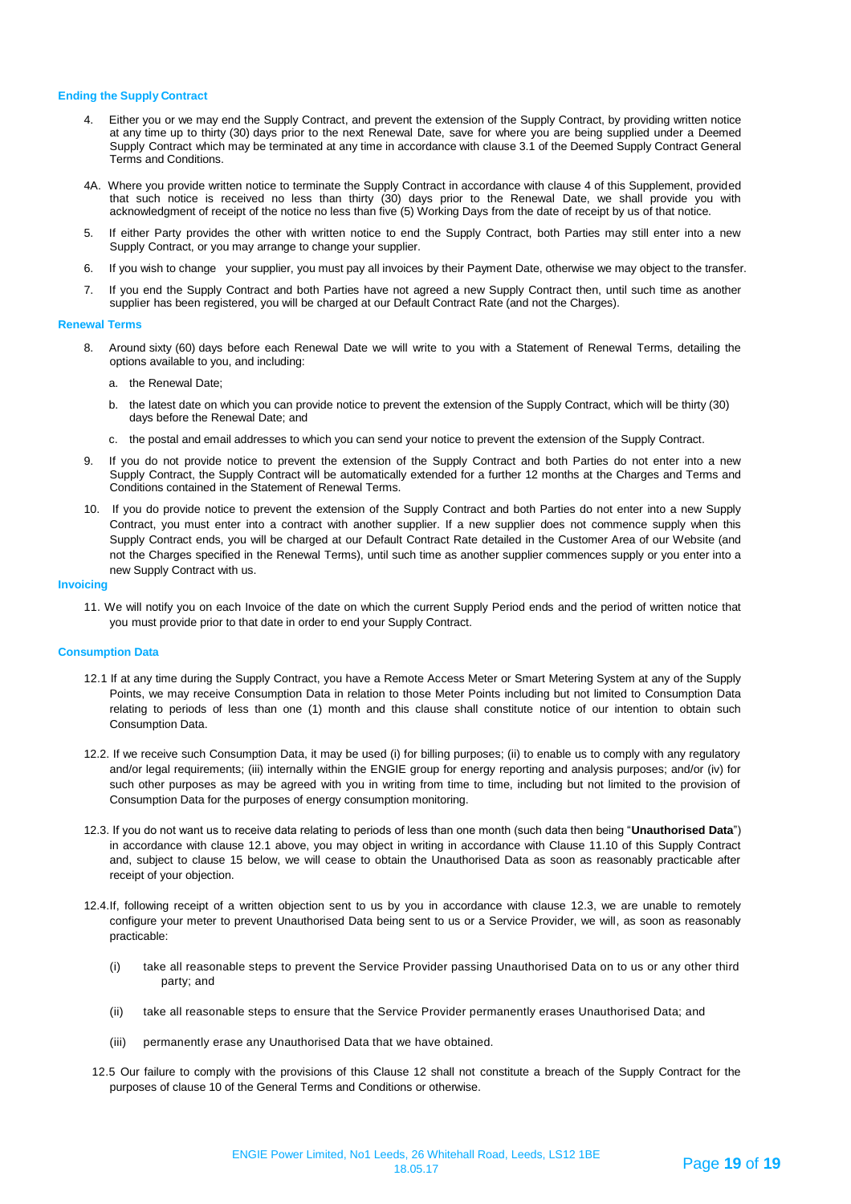### Ending the Supply Contract

4. Either you or we may end the Supply Contract, and prevent the extension of the Supply Contract, by providing written notice at any time up to thirty (30) days prior to the next Renewal Date, save for where you are being supplied under a Deemed Supply Contract which may be terminated at any time in accordance with clause 3.1 of the Deemed Supply Contract General Terms and Conditions.

4A. Where you provide written notice to terminate the Supply Contract in accordance with clause 4 of this Supplement, provided that such notice is received no less than thirty (30) days prior to the Renewal Date, we shall provide you with acknowledgment of receipt of the notice no less than five (5) Working Days from the date of receipt by us of that notice.

5. If either Party provides the other with written notice to end the Supply Contract, both Parties may still enter into a new Supply Contract, or you may arrange to change your supplier.

6. If you wish to change your supplier, you must pay all invoices by their Payment Date, otherwise we may object to the transfer.

7. If you end the Supply Contract and both Parties have not agreed a new Supply Contract then, until such time as another supplier has been registered, you will be charged at our Default Contract Rate (and not the Charges).

### Renewal Terms

8. Around sixty (60) days before each Renewal Date we will write to you with a Statement of Renewal Terms, detailing the options available to you, and including:

   a. the Renewal Date;

   b. the latest date on which you can provide notice to prevent the extension of the Supply Contract, which will be thirty (30) days before the Renewal Date; and

   c. the postal and email addresses to which you can send your notice to prevent the extension of the Supply Contract.

9. If you do not provide notice to prevent the extension of the Supply Contract and both Parties do not enter into a new Supply Contract, the Supply Contract will be automatically extended for a further 12 months at the Charges and Terms and Conditions contained in the Statement of Renewal Terms.

10. If you do provide notice to prevent the extension of the Supply Contract and both Parties do not enter into a new Supply Contract, you must enter into a contract with another supplier. If a new supplier does not commence supply when this Supply Contract ends, you will be charged at our Default Contract Rate detailed in the Customer Area of our Website (and not the Charges specified in the Renewal Terms), until such time as another supplier commences supply or you enter into a new Supply Contract with us.

### Invoicing

11. We will notify you on each Invoice of the date on which the current Supply Period ends and the period of written notice that you must provide prior to that date in order to end your Supply Contract.

### Consumption Data

12.1 If at any time during the Supply Contract, you have a Remote Access Meter or Smart Metering System at any of the Supply Points, we may receive Consumption Data in relation to those Meter Points including but not limited to Consumption Data relating to periods of less than one (1) month and this clause shall constitute notice of our intention to obtain such Consumption Data.

12.2. If we receive such Consumption Data, it may be used (i) for billing purposes; (ii) to enable us to comply with any regulatory and/or legal requirements; (iii) internally within the ENGIE group for energy reporting and analysis purposes; and/or (iv) for such other purposes as may be agreed with you in writing from time to time, including but not limited to the provision of Consumption Data for the purposes of energy consumption monitoring.

12.3. If you do not want us to receive data relating to periods of less than one month (such data then being "**Unauthorised Data**") in accordance with clause 12.1 above, you may object in writing in accordance with Clause 11.10 of this Supply Contract and, subject to clause 15 below, we will cease to obtain the Unauthorised Data as soon as reasonably practicable after receipt of your objection.

12.4. If, following receipt of a written objection sent to us by you in accordance with clause 12.3, we are unable to remotely configure your meter to prevent Unauthorised Data being sent to us or a Service Provider, we will, as soon as reasonably practicable:

   (i) take all reasonable steps to prevent the Service Provider passing Unauthorised Data on to us or any other third party; and

   (ii) take all reasonable steps to ensure that the Service Provider permanently erases Unauthorised Data; and

   (iii) permanently erase any Unauthorised Data that we have obtained.

12.5 Our failure to comply with the provisions of this Clause 12 shall not constitute a breach of the Supply Contract for the purposes of clause 10 of the General Terms and Conditions or otherwise.

ENGIE Power Limited, No1 Leeds, 26 Whitehall Road, Leeds, LS12 1BE
18.05.17